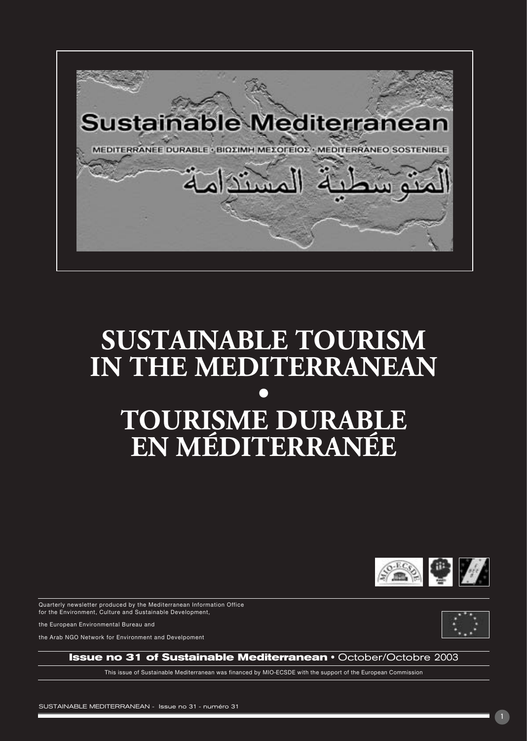# Sustainable Mediterranean

MEDITERRANEE DURABLE • ΒΙΩΣΙΜΗ ΜΕΣΟΓΕΙΟΣ • MEDITERRANEO SOSTENIBLE

المتوسطية المستدامة

# SUSTAINABLE TOURISM IN THE MEDITERRANEAN

•

# TOURISME DURABLE EN MÉDITERRANÉE

Quarterly newsletter produced by the Mediterranean Information Office for the Environment, Culture and Sustainable Development,

the European Environmental Bureau and

the Arab NGO Network for Environment and Develpoment

**Issue no 31 of Sustainable Mediterranean** • October/Octobre 2003

This issue of Sustainable Mediterranean was financed by MIO-ECSDE with the support of the European Commission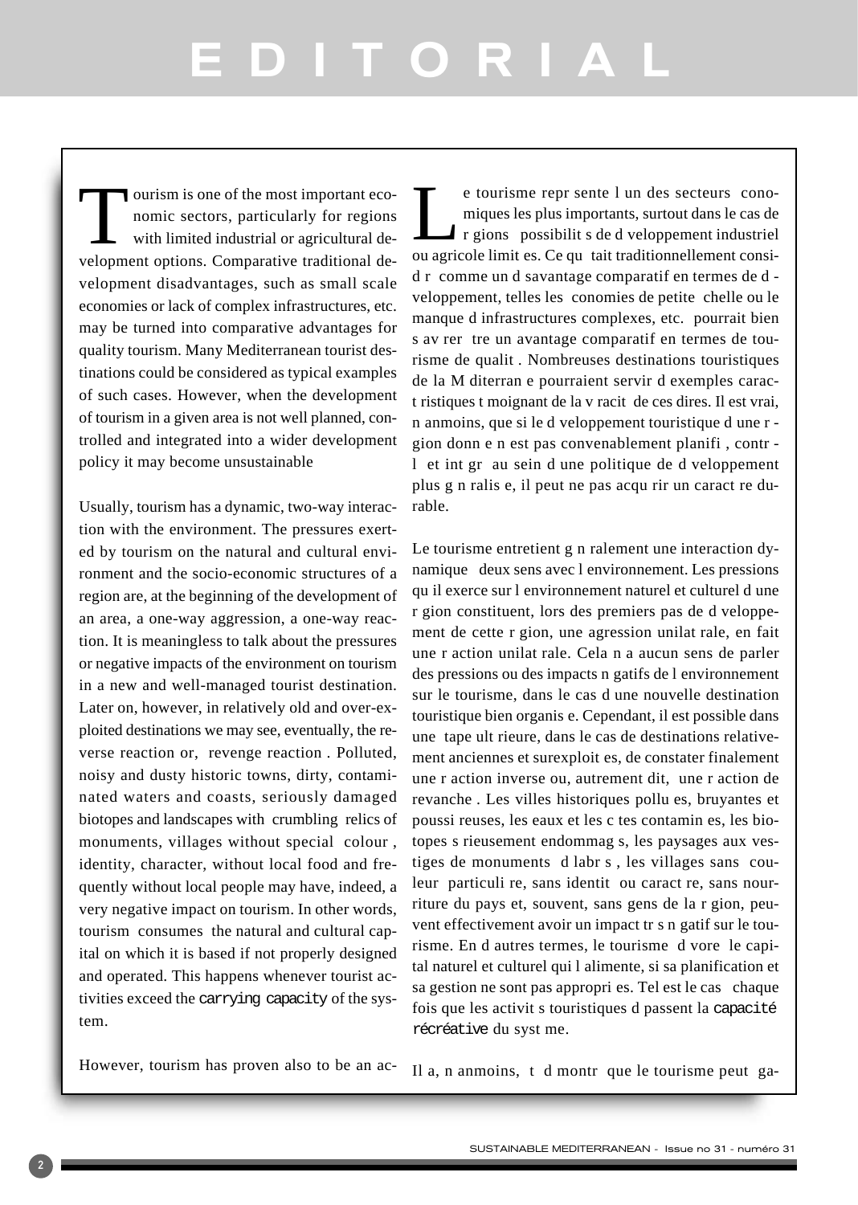# EDITORIAL

Tourism is one of the most important economic sectors, particularly for regions with limited industrial or agricultural development options. Comparative traditional development disadvantages, such as small scale economies or lack of complex infrastructures, etc. may be turned into comparative advantages for quality tourism. Many Mediterranean tourist destinations could be considered as typical examples of such cases. However, when the development of tourism in a given area is not well planned, controlled and integrated into a wider development policy it may become unsustainable

Usually, tourism has a dynamic, two-way interaction with the environment. The pressures exerted by tourism on the natural and cultural environment and the socio-economic structures of a region are, at the beginning of the development of an area, a one-way aggression, a one-way reaction. It is meaningless to talk about the pressures or negative impacts of the environment on tourism in a new and well-managed tourist destination. Later on, however, in relatively old and over-exploited destinations we may see, eventually, the reverse reaction or, revenge reaction . Polluted, noisy and dusty historic towns, dirty, contaminated waters and coasts, seriously damaged biotopes and landscapes with crumbling relics of monuments, villages without special colour , identity, character, without local food and frequently without local people may have, indeed, a very negative impact on tourism. In other words, tourism consumes the natural and cultural capital on which it is based if not properly designed and operated. This happens whenever tourist activities exceed the `carrying capacity` of the system.

However, tourism has proven also to be an ac-

Le tourisme repr sente l un des secteurs conomiques les plus importants, surtout dans le cas de r gions possibilit s de d veloppement industriel ou agricole limit es. Ce qu tait traditionnellement consid r comme un d savantage comparatif en termes de d veloppement, telles les conomies de petite chelle ou le manque d infrastructures complexes, etc. pourrait bien s av rer tre un avantage comparatif en termes de tourisme de qualit . Nombreuses destinations touristiques de la M diterran e pourraient servir d exemples caract ristiques t moignant de la v racit de ces dires. Il est vrai, n anmoins, que si le d veloppement touristique d une r gion donn e n est pas convenablement planifi , contr l et int gr au sein d une politique de d veloppement plus g n ralis e, il peut ne pas acqu rir un caract re durable.

Le tourisme entretient g n ralement une interaction dynamique deux sens avec l environnement. Les pressions qu il exerce sur l environnement naturel et culturel d une r gion constituent, lors des premiers pas de d veloppement de cette r gion, une agression unilat rale, en fait une r action unilat rale. Cela n a aucun sens de parler des pressions ou des impacts n gatifs de l environnement sur le tourisme, dans le cas d une nouvelle destination touristique bien organis e. Cependant, il est possible dans une tape ult rieure, dans le cas de destinations relativement anciennes et surexploit es, de constater finalement une r action inverse ou, autrement dit, une r action de revanche . Les villes historiques pollu es, bruyantes et poussi reuses, les eaux et les c tes contamin es, les biotopes s rieusement endommag s, les paysages aux vestiges de monuments d labr s , les villages sans couleur particuli re, sans identit ou caract re, sans nourriture du pays et, souvent, sans gens de la r gion, peuvent effectivement avoir un impact tr s n gatif sur le tourisme. En d autres termes, le tourisme d vore le capital naturel et culturel qui l alimente, si sa planification et sa gestion ne sont pas appropri es. Tel est le cas chaque fois que les activit s touristiques d passent la `capacité récréative` du syst me.

Il a, n anmoins, t d montr que le tourisme peut ga-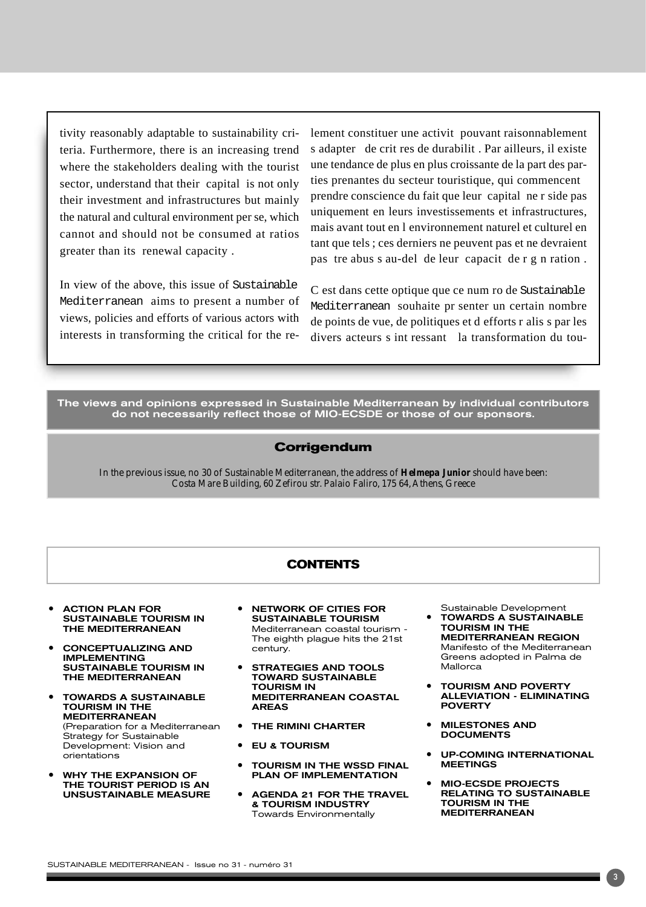tivity reasonably adaptable to sustainability criteria. Furthermore, there is an increasing trend where the stakeholders dealing with the tourist sector, understand that their capital is not only their investment and infrastructures but mainly the natural and cultural environment per se, which cannot and should not be consumed at ratios greater than its renewal capacity .

In view of the above, this issue of Sustainable Mediterranean aims to present a number of views, policies and efforts of various actors with interests in transforming the critical for the re-

lement constituer une activit pouvant raisonnablement s adapter de crit res de durabilit . Par ailleurs, il existe une tendance de plus en plus croissante de la part des parties prenantes du secteur touristique, qui commencent prendre conscience du fait que leur capital ne r side pas uniquement en leurs investissements et infrastructures, mais avant tout en l environnement naturel et culturel en tant que tels ; ces derniers ne peuvent pas et ne devraient pas tre abus s au-del de leur capacit de r g n ration .

C est dans cette optique que ce num ro de Sustainable Mediterranean souhaite pr senter un certain nombre de points de vue, de politiques et d efforts r alis s par les divers acteurs s int ressant la transformation du tou-

**The views and opinions expressed in Sustainable Mediterranean by individual contributors do not necessarily reflect those of MIO-ECSDE or those of our sponsors.**

## Corrigendum

*In the previous issue, no 30 of Sustainable Mediterranean, the address of **Helmepa Junior** should have been: Costa Mare Building, 60 Zefirou str. Palaio Faliro, 175 64, Athens, Greece*

## CONTENTS

- **ACTION PLAN FOR SUSTAINABLE TOURISM IN THE MEDITERRANEAN**
- **CONCEPTUALIZING AND IMPLEMENTING SUSTAINABLE TOURISM IN THE MEDITERRANEAN**
- **TOWARDS A SUSTAINABLE TOURISM IN THE MEDITERRANEAN** (Preparation for a Mediterranean Strategy for Sustainable Development: Vision and orientations
- **WHY THE EXPANSION OF THE TOURIST PERIOD IS AN UNSUSTAINABLE MEASURE**
- **NETWORK OF CITIES FOR SUSTAINABLE TOURISM** Mediterranean coastal tourism - The eighth plague hits the 21st century.
- **STRATEGIES AND TOOLS TOWARD SUSTAINABLE TOURISM IN MEDITERRANEAN COASTAL AREAS**
- **THE RIMINI CHARTER**
- **EU & TOURISM**
- **TOURISM IN THE WSSD FINAL PLAN OF IMPLEMENTATION**
- **AGENDA 21 FOR THE TRAVEL & TOURISM INDUSTRY** Towards Environmentally Sustainable Development
- **TOWARDS A SUSTAINABLE TOURISM IN THE MEDITERRANEAN REGION** Manifesto of the Mediterranean Greens adopted in Palma de Mallorca
- **TOURISM AND POVERTY ALLEVIATION - ELIMINATING POVERTY**
- **MILESTONES AND DOCUMENTS**
- **UP-COMING INTERNATIONAL MEETINGS**
- **MIO-ECSDE PROJECTS RELATING TO SUSTAINABLE TOURISM IN THE MEDITERRANEAN**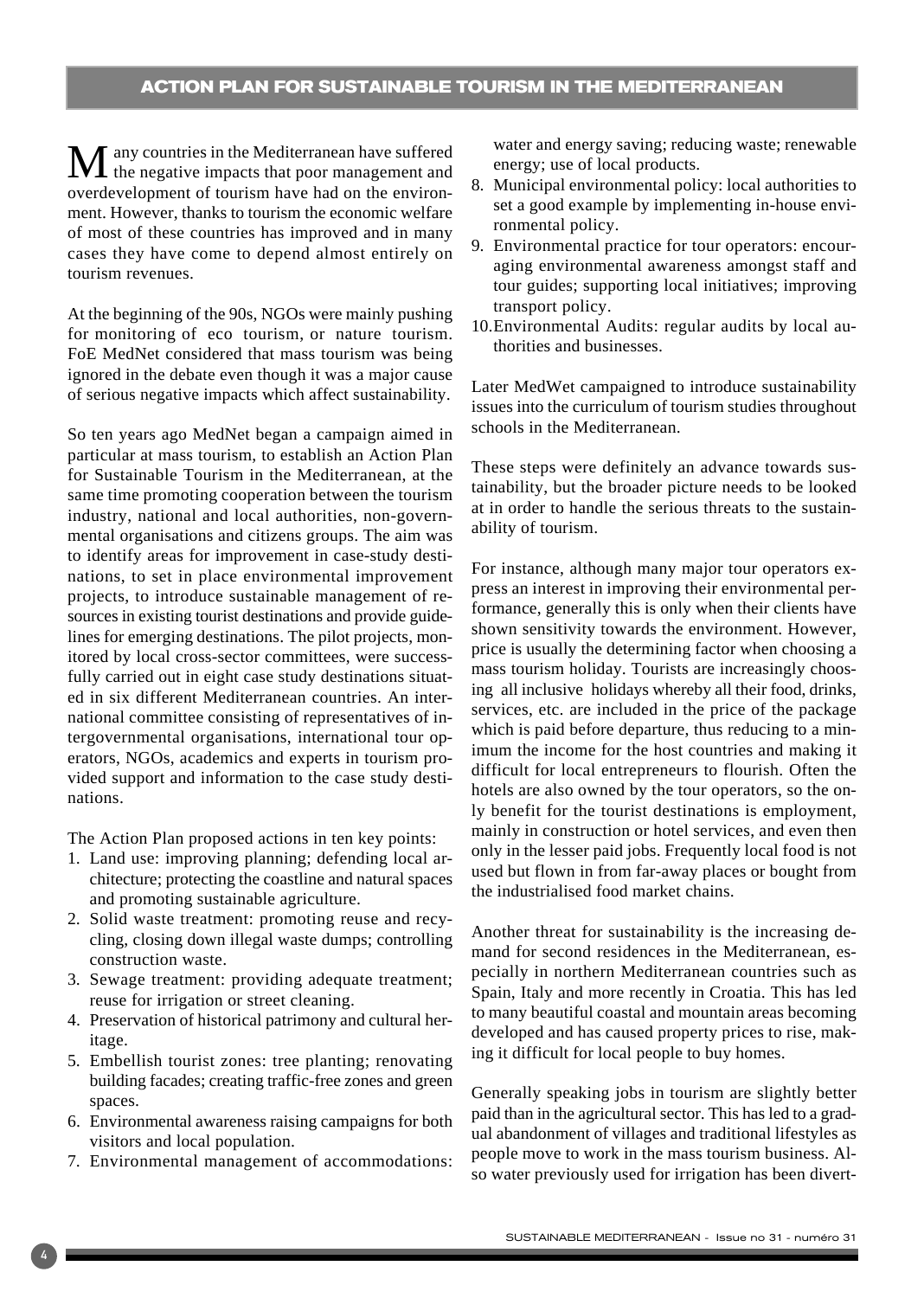## ACTION PLAN FOR SUSTAINABLE TOURISM IN THE MEDITERRANEAN

Many countries in the Mediterranean have suffered the negative impacts that poor management and overdevelopment of tourism have had on the environment. However, thanks to tourism the economic welfare of most of these countries has improved and in many cases they have come to depend almost entirely on tourism revenues.

At the beginning of the 90s, NGOs were mainly pushing for monitoring of eco tourism, or nature tourism. FoE MedNet considered that mass tourism was being ignored in the debate even though it was a major cause of serious negative impacts which affect sustainability.

So ten years ago MedNet began a campaign aimed in particular at mass tourism, to establish an Action Plan for Sustainable Tourism in the Mediterranean, at the same time promoting cooperation between the tourism industry, national and local authorities, non-governmental organisations and citizens groups. The aim was to identify areas for improvement in case-study destinations, to set in place environmental improvement projects, to introduce sustainable management of resources in existing tourist destinations and provide guidelines for emerging destinations. The pilot projects, monitored by local cross-sector committees, were successfully carried out in eight case study destinations situated in six different Mediterranean countries. An international committee consisting of representatives of intergovernmental organisations, international tour operators, NGOs, academics and experts in tourism provided support and information to the case study destinations.

The Action Plan proposed actions in ten key points:

1. Land use: improving planning; defending local architecture; protecting the coastline and natural spaces and promoting sustainable agriculture.
2. Solid waste treatment: promoting reuse and recycling, closing down illegal waste dumps; controlling construction waste.
3. Sewage treatment: providing adequate treatment; reuse for irrigation or street cleaning.
4. Preservation of historical patrimony and cultural heritage.
5. Embellish tourist zones: tree planting; renovating building facades; creating traffic-free zones and green spaces.
6. Environmental awareness raising campaigns for both visitors and local population.
7. Environmental management of accommodations: water and energy saving; reducing waste; renewable energy; use of local products.
8. Municipal environmental policy: local authorities to set a good example by implementing in-house environmental policy.
9. Environmental practice for tour operators: encouraging environmental awareness amongst staff and tour guides; supporting local initiatives; improving transport policy.
10. Environmental Audits: regular audits by local authorities and businesses.

Later MedWet campaigned to introduce sustainability issues into the curriculum of tourism studies throughout schools in the Mediterranean.

These steps were definitely an advance towards sustainability, but the broader picture needs to be looked at in order to handle the serious threats to the sustainability of tourism.

For instance, although many major tour operators express an interest in improving their environmental performance, generally this is only when their clients have shown sensitivity towards the environment. However, price is usually the determining factor when choosing a mass tourism holiday. Tourists are increasingly choosing all inclusive holidays whereby all their food, drinks, services, etc. are included in the price of the package which is paid before departure, thus reducing to a minimum the income for the host countries and making it difficult for local entrepreneurs to flourish. Often the hotels are also owned by the tour operators, so the only benefit for the tourist destinations is employment, mainly in construction or hotel services, and even then only in the lesser paid jobs. Frequently local food is not used but flown in from far-away places or bought from the industrialised food market chains.

Another threat for sustainability is the increasing demand for second residences in the Mediterranean, especially in northern Mediterranean countries such as Spain, Italy and more recently in Croatia. This has led to many beautiful coastal and mountain areas becoming developed and has caused property prices to rise, making it difficult for local people to buy homes.

Generally speaking jobs in tourism are slightly better paid than in the agricultural sector. This has led to a gradual abandonment of villages and traditional lifestyles as people move to work in the mass tourism business. Also water previously used for irrigation has been divert-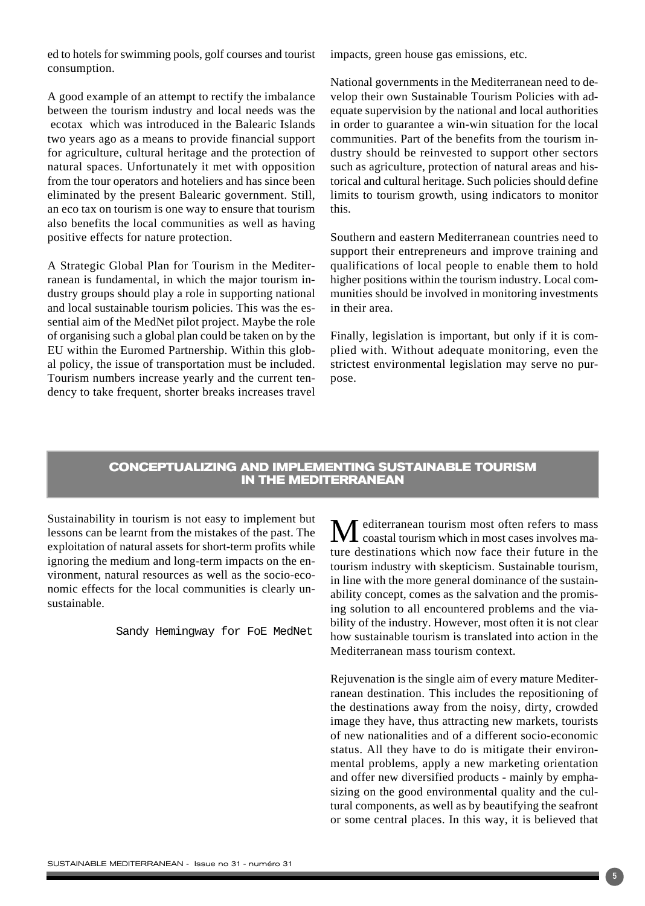ed to hotels for swimming pools, golf courses and tourist consumption.

A good example of an attempt to rectify the imbalance between the tourism industry and local needs was the ecotax which was introduced in the Balearic Islands two years ago as a means to provide financial support for agriculture, cultural heritage and the protection of natural spaces. Unfortunately it met with opposition from the tour operators and hoteliers and has since been eliminated by the present Balearic government. Still, an eco tax on tourism is one way to ensure that tourism also benefits the local communities as well as having positive effects for nature protection.

A Strategic Global Plan for Tourism in the Mediterranean is fundamental, in which the major tourism industry groups should play a role in supporting national and local sustainable tourism policies. This was the essential aim of the MedNet pilot project. Maybe the role of organising such a global plan could be taken on by the EU within the Euromed Partnership. Within this global policy, the issue of transportation must be included. Tourism numbers increase yearly and the current tendency to take frequent, shorter breaks increases travel impacts, green house gas emissions, etc.

National governments in the Mediterranean need to develop their own Sustainable Tourism Policies with adequate supervision by the national and local authorities in order to guarantee a win-win situation for the local communities. Part of the benefits from the tourism industry should be reinvested to support other sectors such as agriculture, protection of natural areas and historical and cultural heritage. Such policies should define limits to tourism growth, using indicators to monitor this.

Southern and eastern Mediterranean countries need to support their entrepreneurs and improve training and qualifications of local people to enable them to hold higher positions within the tourism industry. Local communities should be involved in monitoring investments in their area.

Finally, legislation is important, but only if it is complied with. Without adequate monitoring, even the strictest environmental legislation may serve no purpose.

Sustainability in tourism is not easy to implement but lessons can be learnt from the mistakes of the past. The exploitation of natural assets for short-term profits while ignoring the medium and long-term impacts on the environment, natural resources as well as the socio-economic effects for the local communities is clearly unsustainable.

Sandy Hemingway for FoE MedNet

## CONCEPTUALIZING AND IMPLEMENTING SUSTAINABLE TOURISM IN THE MEDITERRANEAN

Mediterranean tourism most often refers to mass coastal tourism which in most cases involves mature destinations which now face their future in the tourism industry with skepticism. Sustainable tourism, in line with the more general dominance of the sustainability concept, comes as the salvation and the promising solution to all encountered problems and the viability of the industry. However, most often it is not clear how sustainable tourism is translated into action in the Mediterranean mass tourism context.

Rejuvenation is the single aim of every mature Mediterranean destination. This includes the repositioning of the destinations away from the noisy, dirty, crowded image they have, thus attracting new markets, tourists of new nationalities and of a different socio-economic status. All they have to do is mitigate their environmental problems, apply a new marketing orientation and offer new diversified products - mainly by emphasizing on the good environmental quality and the cultural components, as well as by beautifying the seafront or some central places. In this way, it is believed that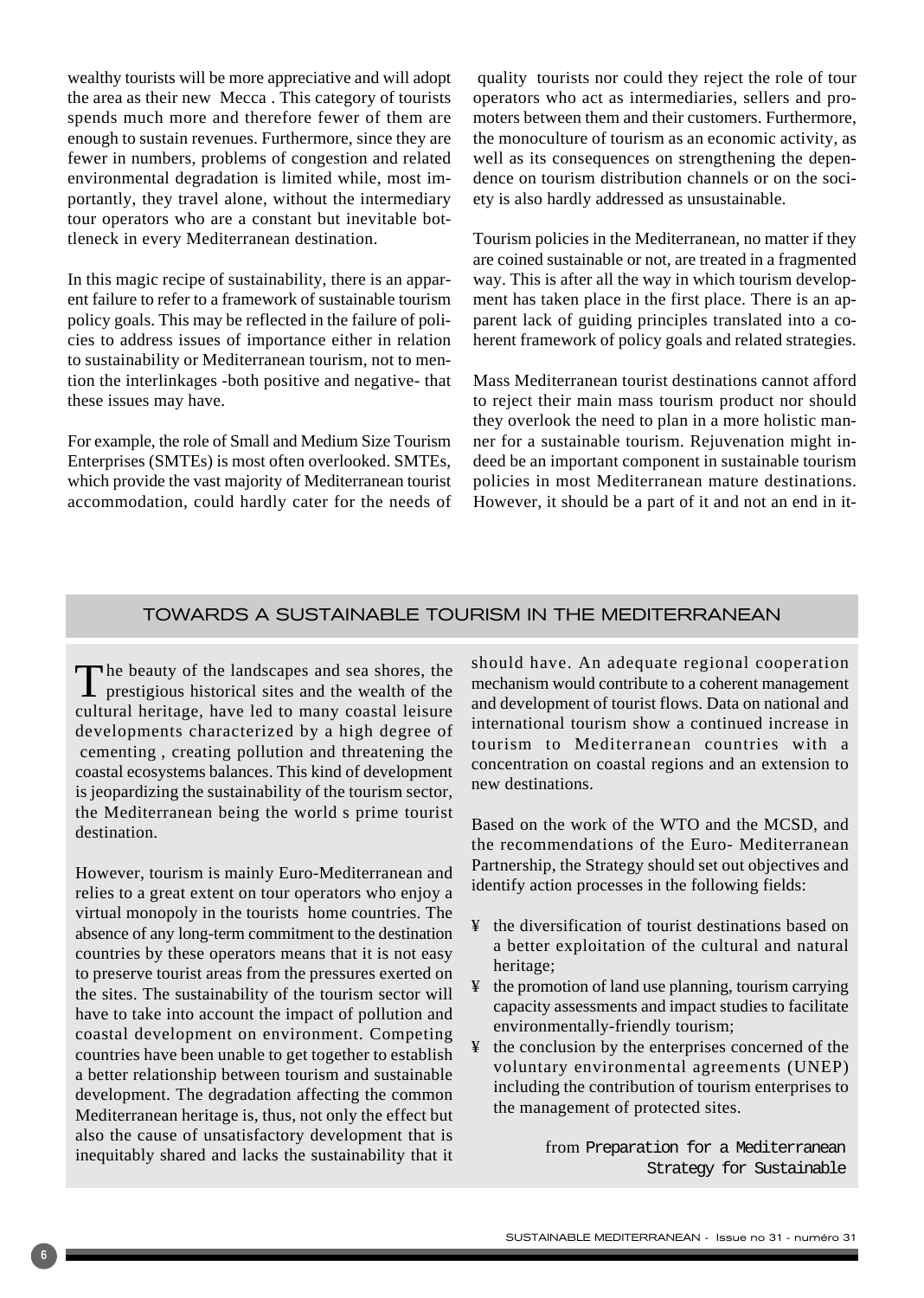wealthy tourists will be more appreciative and will adopt the area as their new Mecca . This category of tourists spends much more and therefore fewer of them are enough to sustain revenues. Furthermore, since they are fewer in numbers, problems of congestion and related environmental degradation is limited while, most importantly, they travel alone, without the intermediary tour operators who are a constant but inevitable bottleneck in every Mediterranean destination.

In this magic recipe of sustainability, there is an apparent failure to refer to a framework of sustainable tourism policy goals. This may be reflected in the failure of policies to address issues of importance either in relation to sustainability or Mediterranean tourism, not to mention the interlinkages -both positive and negative- that these issues may have.

For example, the role of Small and Medium Size Tourism Enterprises (SMTEs) is most often overlooked. SMTEs, which provide the vast majority of Mediterranean tourist accommodation, could hardly cater for the needs of quality tourists nor could they reject the role of tour operators who act as intermediaries, sellers and promoters between them and their customers. Furthermore, the monoculture of tourism as an economic activity, as well as its consequences on strengthening the dependence on tourism distribution channels or on the society is also hardly addressed as unsustainable.

Tourism policies in the Mediterranean, no matter if they are coined sustainable or not, are treated in a fragmented way. This is after all the way in which tourism development has taken place in the first place. There is an apparent lack of guiding principles translated into a coherent framework of policy goals and related strategies.

Mass Mediterranean tourist destinations cannot afford to reject their main mass tourism product nor should they overlook the need to plan in a more holistic manner for a sustainable tourism. Rejuvenation might indeed be an important component in sustainable tourism policies in most Mediterranean mature destinations. However, it should be a part of it and not an end in it-

## TOWARDS A SUSTAINABLE TOURISM IN THE MEDITERRANEAN

The beauty of the landscapes and sea shores, the prestigious historical sites and the wealth of the cultural heritage, have led to many coastal leisure developments characterized by a high degree of cementing , creating pollution and threatening the coastal ecosystems balances. This kind of development is jeopardizing the sustainability of the tourism sector, the Mediterranean being the world s prime tourist destination.

However, tourism is mainly Euro-Mediterranean and relies to a great extent on tour operators who enjoy a virtual monopoly in the tourists home countries. The absence of any long-term commitment to the destination countries by these operators means that it is not easy to preserve tourist areas from the pressures exerted on the sites. The sustainability of the tourism sector will have to take into account the impact of pollution and coastal development on environment. Competing countries have been unable to get together to establish a better relationship between tourism and sustainable development. The degradation affecting the common Mediterranean heritage is, thus, not only the effect but also the cause of unsatisfactory development that is inequitably shared and lacks the sustainability that it should have. An adequate regional cooperation mechanism would contribute to a coherent management and development of tourist flows. Data on national and international tourism show a continued increase in tourism to Mediterranean countries with a concentration on coastal regions and an extension to new destinations.

Based on the work of the WTO and the MCSD, and the recommendations of the Euro- Mediterranean Partnership, the Strategy should set out objectives and identify action processes in the following fields:

- the diversification of tourist destinations based on a better exploitation of the cultural and natural heritage;
- the promotion of land use planning, tourism carrying capacity assessments and impact studies to facilitate environmentally-friendly tourism;
- the conclusion by the enterprises concerned of the voluntary environmental agreements (UNEP) including the contribution of tourism enterprises to the management of protected sites.

from Preparation for a Mediterranean Strategy for Sustainable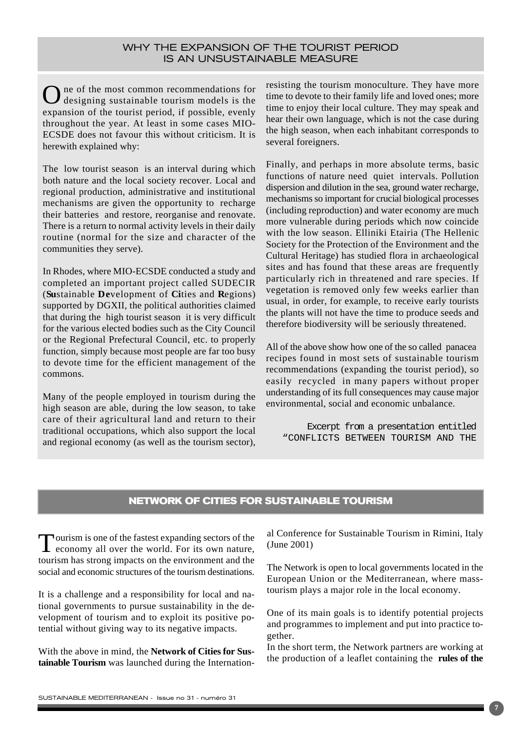## WHY THE EXPANSION OF THE TOURIST PERIOD IS AN UNSUSTAINABLE MEASURE

One of the most common recommendations for designing sustainable tourism models is the expansion of the tourist period, if possible, evenly throughout the year. At least in some cases MIO-ECSDE does not favour this without criticism. It is herewith explained why:

The low tourist season is an interval during which both nature and the local society recover. Local and regional production, administrative and institutional mechanisms are given the opportunity to recharge their batteries and restore, reorganise and renovate. There is a return to normal activity levels in their daily routine (normal for the size and character of the communities they serve).

In Rhodes, where MIO-ECSDE conducted a study and completed an important project called SUDECIR (**Su**stainable **De**velopment of **Ci**ties and **R**egions) supported by DGXII, the political authorities claimed that during the high tourist season it is very difficult for the various elected bodies such as the City Council or the Regional Prefectural Council, etc. to properly function, simply because most people are far too busy to devote time for the efficient management of the commons.

Many of the people employed in tourism during the high season are able, during the low season, to take care of their agricultural land and return to their traditional occupations, which also support the local and regional economy (as well as the tourism sector), resisting the tourism monoculture. They have more time to devote to their family life and loved ones; more time to enjoy their local culture. They may speak and hear their own language, which is not the case during the high season, when each inhabitant corresponds to several foreigners.

Finally, and perhaps in more absolute terms, basic functions of nature need quiet intervals. Pollution dispersion and dilution in the sea, ground water recharge, mechanisms so important for crucial biological processes (including reproduction) and water economy are much more vulnerable during periods which now coincide with the low season. Elliniki Etairia (The Hellenic Society for the Protection of the Environment and the Cultural Heritage) has studied flora in archaeological sites and has found that these areas are frequently particularly rich in threatened and rare species. If vegetation is removed only few weeks earlier than usual, in order, for example, to receive early tourists the plants will not have the time to produce seeds and therefore biodiversity will be seriously threatened.

All of the above show how one of the so called panacea recipes found in most sets of sustainable tourism recommendations (expanding the tourist period), so easily recycled in many papers without proper understanding of its full consequences may cause major environmental, social and economic unbalance.

Excerpt from a presentation entitled "CONFLICTS BETWEEN TOURISM AND THE

## NETWORK OF CITIES FOR SUSTAINABLE TOURISM

Tourism is one of the fastest expanding sectors of the economy all over the world. For its own nature, tourism has strong impacts on the environment and the social and economic structures of the tourism destinations.

It is a challenge and a responsibility for local and national governments to pursue sustainability in the development of tourism and to exploit its positive potential without giving way to its negative impacts.

With the above in mind, the **Network of Cities for Sustainable Tourism** was launched during the International Conference for Sustainable Tourism in Rimini, Italy (June 2001)

The Network is open to local governments located in the European Union or the Mediterranean, where mass-tourism plays a major role in the local economy.

One of its main goals is to identify potential projects and programmes to implement and put into practice together.

In the short term, the Network partners are working at the production of a leaflet containing the **rules of the**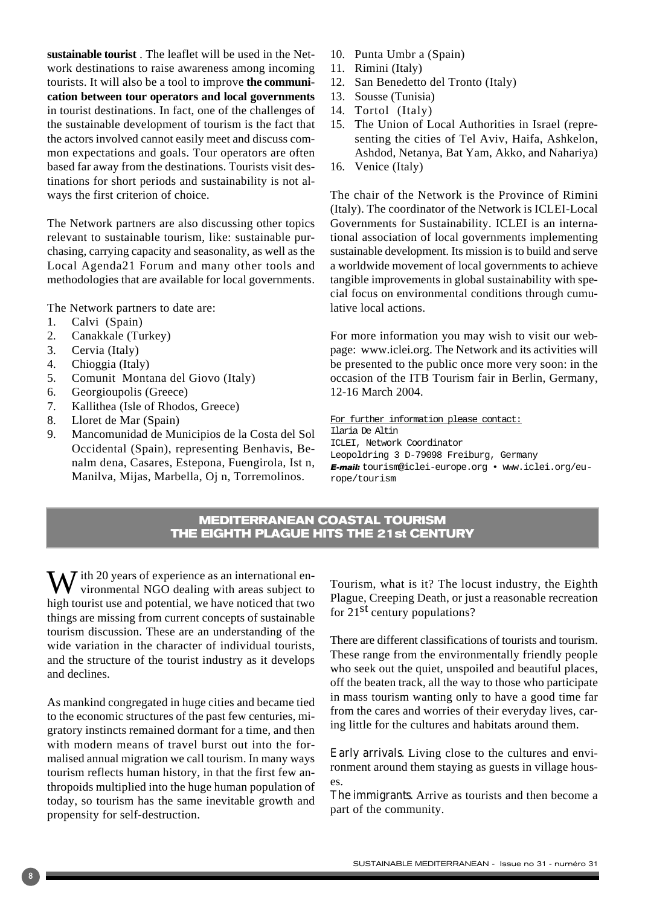**sustainable tourist** . The leaflet will be used in the Network destinations to raise awareness among incoming tourists. It will also be a tool to improve **the communication between tour operators and local governments** in tourist destinations. In fact, one of the challenges of the sustainable development of tourism is the fact that the actors involved cannot easily meet and discuss common expectations and goals. Tour operators are often based far away from the destinations. Tourists visit destinations for short periods and sustainability is not always the first criterion of choice.

The Network partners are also discussing other topics relevant to sustainable tourism, like: sustainable purchasing, carrying capacity and seasonality, as well as the Local Agenda21 Forum and many other tools and methodologies that are available for local governments.

The Network partners to date are:

1. Calvi (Spain)
2. Canakkale (Turkey)
3. Cervia (Italy)
4. Chioggia (Italy)
5. Comunit Montana del Giovo (Italy)
6. Georgioupolis (Greece)
7. Kallithea (Isle of Rhodos, Greece)
8. Lloret de Mar (Spain)
9. Mancomunidad de Municipios de la Costa del Sol Occidental (Spain), representing Benhavis, Benalm dena, Casares, Estepona, Fuengirola, Ist n, Manilva, Mijas, Marbella, Oj n, Torremolinos.
10. Punta Umbr a (Spain)
11. Rimini (Italy)
12. San Benedetto del Tronto (Italy)
13. Sousse (Tunisia)
14. Tortol (Italy)
15. The Union of Local Authorities in Israel (representing the cities of Tel Aviv, Haifa, Ashkelon, Ashdod, Netanya, Bat Yam, Akko, and Nahariya)
16. Venice (Italy)

The chair of the Network is the Province of Rimini (Italy). The coordinator of the Network is ICLEI-Local Governments for Sustainability. ICLEI is an international association of local governments implementing sustainable development. Its mission is to build and serve a worldwide movement of local governments to achieve tangible improvements in global sustainability with special focus on environmental conditions through cumulative local actions.

For more information you may wish to visit our webpage: www.iclei.org. The Network and its activities will be presented to the public once more very soon: in the occasion of the ITB Tourism fair in Berlin, Germany, 12-16 March 2004.

For further information please contact:
Ilaria De Altin
ICLEI, Network Coordinator
Leopoldring 3 D-79098 Freiburg, Germany
***E-mail:*** tourism@iclei-europe.org • www.iclei.org/europe/tourism

## MEDITERRANEAN COASTAL TOURISM THE EIGHTH PLAGUE HITS THE 21st CENTURY

With 20 years of experience as an international environmental NGO dealing with areas subject to high tourist use and potential, we have noticed that two things are missing from current concepts of sustainable tourism discussion. These are an understanding of the wide variation in the character of individual tourists, and the structure of the tourist industry as it develops and declines.

As mankind congregated in huge cities and became tied to the economic structures of the past few centuries, migratory instincts remained dormant for a time, and then with modern means of travel burst out into the formalised annual migration we call tourism. In many ways tourism reflects human history, in that the first few anthropoids multiplied into the huge human population of today, so tourism has the same inevitable growth and propensity for self-destruction.

Tourism, what is it? The locust industry, the Eighth Plague, Creeping Death, or just a reasonable recreation for 21st century populations?

There are different classifications of tourists and tourism. These range from the environmentally friendly people who seek out the quiet, unspoiled and beautiful places, off the beaten track, all the way to those who participate in mass tourism wanting only to have a good time far from the cares and worries of their everyday lives, caring little for the cultures and habitats around them.

*Early arrivals.* Living close to the cultures and environment around them staying as guests in village houses.

*The immigrants.* Arrive as tourists and then become a part of the community.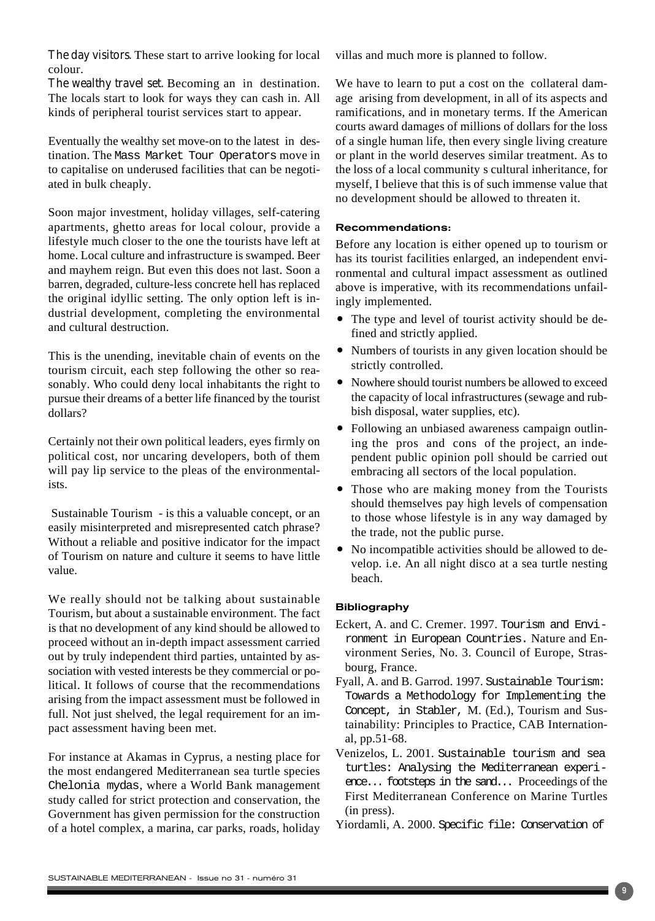*The day visitors*. These start to arrive looking for local colour.

*The wealthy travel set*. Becoming an in destination. The locals start to look for ways they can cash in. All kinds of peripheral tourist services start to appear.

Eventually the wealthy set move-on to the latest in destination. The Mass Market Tour Operators move in to capitalise on underused facilities that can be negotiated in bulk cheaply.

Soon major investment, holiday villages, self-catering apartments, ghetto areas for local colour, provide a lifestyle much closer to the one the tourists have left at home. Local culture and infrastructure is swamped. Beer and mayhem reign. But even this does not last. Soon a barren, degraded, culture-less concrete hell has replaced the original idyllic setting. The only option left is industrial development, completing the environmental and cultural destruction.

This is the unending, inevitable chain of events on the tourism circuit, each step following the other so reasonably. Who could deny local inhabitants the right to pursue their dreams of a better life financed by the tourist dollars?

Certainly not their own political leaders, eyes firmly on political cost, nor uncaring developers, both of them will pay lip service to the pleas of the environmentalists.

Sustainable Tourism - is this a valuable concept, or an easily misinterpreted and misrepresented catch phrase? Without a reliable and positive indicator for the impact of Tourism on nature and culture it seems to have little value.

We really should not be talking about sustainable Tourism, but about a sustainable environment. The fact is that no development of any kind should be allowed to proceed without an in-depth impact assessment carried out by truly independent third parties, untainted by association with vested interests be they commercial or political. It follows of course that the recommendations arising from the impact assessment must be followed in full. Not just shelved, the legal requirement for an impact assessment having been met.

For instance at Akamas in Cyprus, a nesting place for the most endangered Mediterranean sea turtle species *Chelonia mydas*, where a World Bank management study called for strict protection and conservation, the Government has given permission for the construction of a hotel complex, a marina, car parks, roads, holiday villas and much more is planned to follow.

We have to learn to put a cost on the collateral damage arising from development, in all of its aspects and ramifications, and in monetary terms. If the American courts award damages of millions of dollars for the loss of a single human life, then every single living creature or plant in the world deserves similar treatment. As to the loss of a local community s cultural inheritance, for myself, I believe that this is of such immense value that no development should be allowed to threaten it.

**Recommendations:**

Before any location is either opened up to tourism or has its tourist facilities enlarged, an independent environmental and cultural impact assessment as outlined above is imperative, with its recommendations unfailingly implemented.

- The type and level of tourist activity should be defined and strictly applied.
- Numbers of tourists in any given location should be strictly controlled.
- Nowhere should tourist numbers be allowed to exceed the capacity of local infrastructures (sewage and rubbish disposal, water supplies, etc).
- Following an unbiased awareness campaign outlining the pros and cons of the project, an independent public opinion poll should be carried out embracing all sectors of the local population.
- Those who are making money from the Tourists should themselves pay high levels of compensation to those whose lifestyle is in any way damaged by the trade, not the public purse.
- No incompatible activities should be allowed to develop. i.e. An all night disco at a sea turtle nesting beach.

**Bibliography**

Eckert, A. and C. Cremer. 1997. Tourism and Environment in European Countries. Nature and Environment Series, No. 3. Council of Europe, Strasbourg, France.

Fyall, A. and B. Garrod. 1997. Sustainable Tourism: Towards a Methodology for Implementing the Concept, in Stabler, M. (Ed.), Tourism and Sustainability: Principles to Practice, CAB International, pp.51-68.

Venizelos, L. 2001. Sustainable tourism and sea turtles: Analysing the Mediterranean experience... footsteps in the sand... Proceedings of the First Mediterranean Conference on Marine Turtles (in press).

Yiordamli, A. 2000. Specific file: Conservation of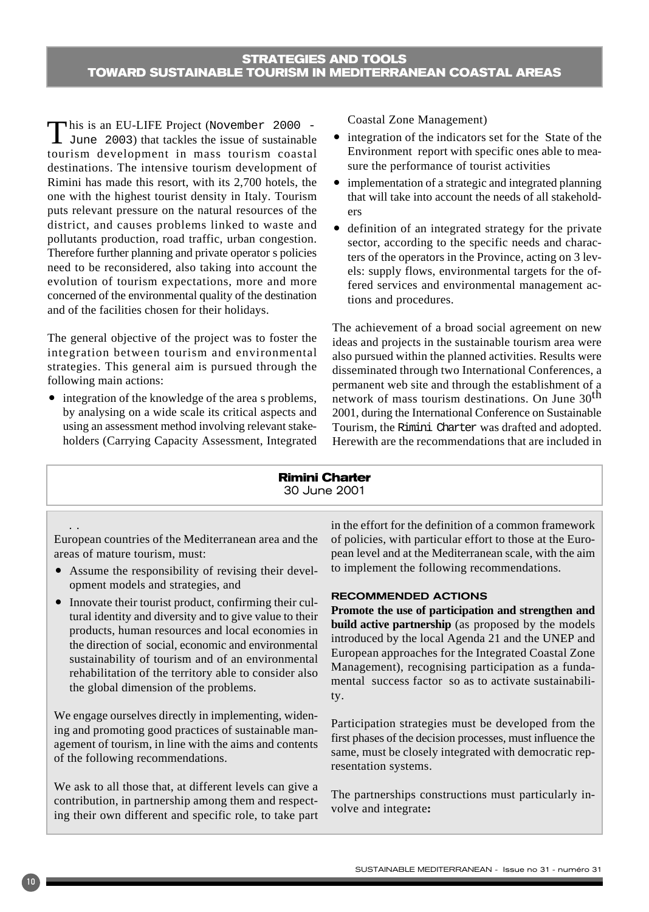## STRATEGIES AND TOOLS TOWARD SUSTAINABLE TOURISM IN MEDITERRANEAN COASTAL AREAS

This is an EU-LIFE Project (November 2000 - June 2003) that tackles the issue of sustainable tourism development in mass tourism coastal destinations. The intensive tourism development of Rimini has made this resort, with its 2,700 hotels, the one with the highest tourist density in Italy. Tourism puts relevant pressure on the natural resources of the district, and causes problems linked to waste and pollutants production, road traffic, urban congestion. Therefore further planning and private operator s policies need to be reconsidered, also taking into account the evolution of tourism expectations, more and more concerned of the environmental quality of the destination and of the facilities chosen for their holidays.

The general objective of the project was to foster the integration between tourism and environmental strategies. This general aim is pursued through the following main actions:

- integration of the knowledge of the area s problems, by analysing on a wide scale its critical aspects and using an assessment method involving relevant stakeholders (Carrying Capacity Assessment, Integrated Coastal Zone Management)
- integration of the indicators set for the State of the Environment report with specific ones able to measure the performance of tourist activities
- implementation of a strategic and integrated planning that will take into account the needs of all stakeholders
- definition of an integrated strategy for the private sector, according to the specific needs and characters of the operators in the Province, acting on 3 levels: supply flows, environmental targets for the offered services and environmental management actions and procedures.

The achievement of a broad social agreement on new ideas and projects in the sustainable tourism area were also pursued within the planned activities. Results were disseminated through two International Conferences, a permanent web site and through the establishment of a network of mass tourism destinations. On June 30th 2001, during the International Conference on Sustainable Tourism, the Rimini Charter was drafted and adopted. Herewith are the recommendations that are included in

### Rimini Charter
30 June 2001

. .
European countries of the Mediterranean area and the areas of mature tourism, must:

- Assume the responsibility of revising their development models and strategies, and
- Innovate their tourist product, confirming their cultural identity and diversity and to give value to their products, human resources and local economies in the direction of social, economic and environmental sustainability of tourism and of an environmental rehabilitation of the territory able to consider also the global dimension of the problems.

We engage ourselves directly in implementing, widening and promoting good practices of sustainable management of tourism, in line with the aims and contents of the following recommendations.

We ask to all those that, at different levels can give a contribution, in partnership among them and respecting their own different and specific role, to take part in the effort for the definition of a common framework of policies, with particular effort to those at the European level and at the Mediterranean scale, with the aim to implement the following recommendations.

#### RECOMMENDED ACTIONS

**Promote the use of participation and strengthen and build active partnership** (as proposed by the models introduced by the local Agenda 21 and the UNEP and European approaches for the Integrated Coastal Zone Management), recognising participation as a fundamental success factor so as to activate sustainability.

Participation strategies must be developed from the first phases of the decision processes, must influence the same, must be closely integrated with democratic representation systems.

The partnerships constructions must particularly involve and integrate**:**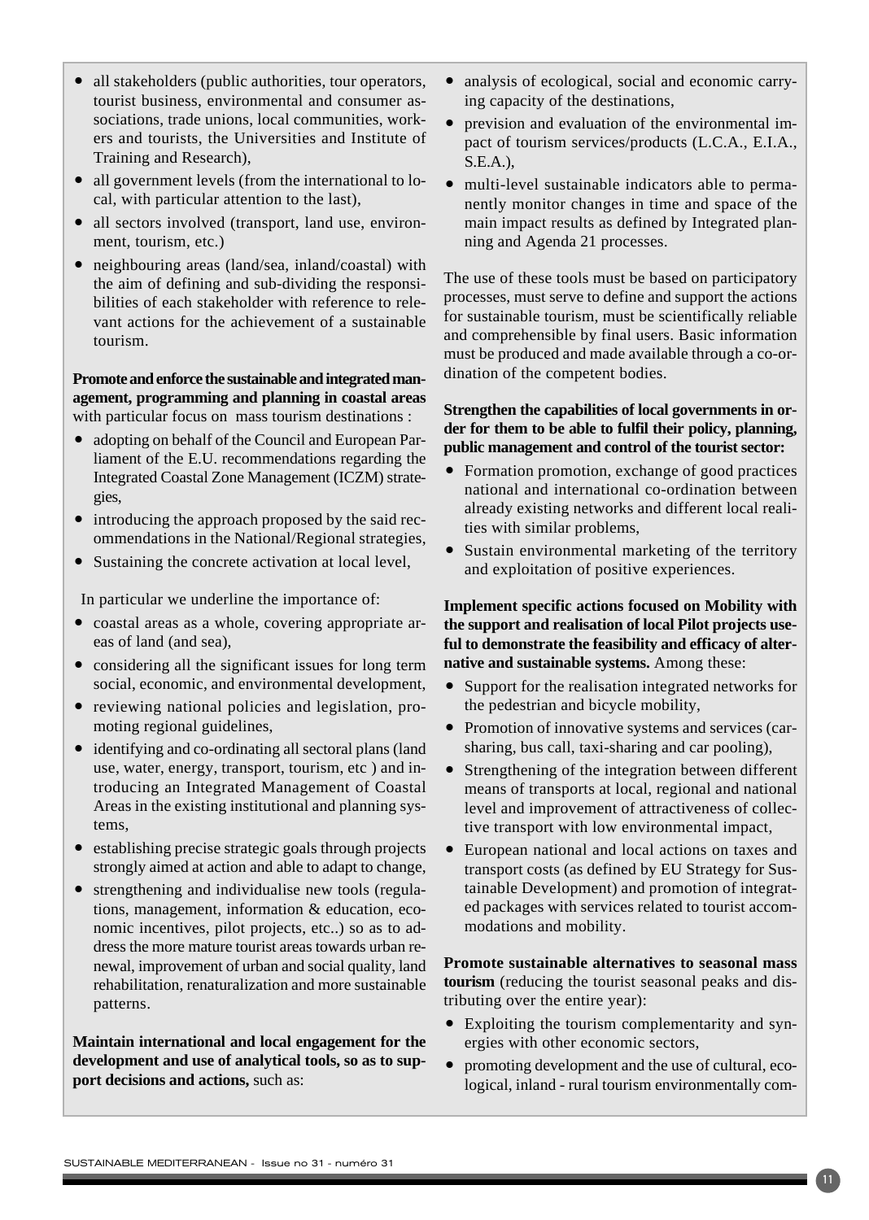- all stakeholders (public authorities, tour operators, tourist business, environmental and consumer associations, trade unions, local communities, workers and tourists, the Universities and Institute of Training and Research),
- all government levels (from the international to local, with particular attention to the last),
- all sectors involved (transport, land use, environment, tourism, etc.)
- neighbouring areas (land/sea, inland/coastal) with the aim of defining and sub-dividing the responsibilities of each stakeholder with reference to relevant actions for the achievement of a sustainable tourism.

**Promote and enforce the sustainable and integrated management, programming and planning in coastal areas** with particular focus on mass tourism destinations :

- adopting on behalf of the Council and European Parliament of the E.U. recommendations regarding the Integrated Coastal Zone Management (ICZM) strategies,
- introducing the approach proposed by the said recommendations in the National/Regional strategies,
- Sustaining the concrete activation at local level,

In particular we underline the importance of:

- coastal areas as a whole, covering appropriate areas of land (and sea),
- considering all the significant issues for long term social, economic, and environmental development,
- reviewing national policies and legislation, promoting regional guidelines,
- identifying and co-ordinating all sectoral plans (land use, water, energy, transport, tourism, etc ) and introducing an Integrated Management of Coastal Areas in the existing institutional and planning systems,
- establishing precise strategic goals through projects strongly aimed at action and able to adapt to change,
- strengthening and individualise new tools (regulations, management, information & education, economic incentives, pilot projects, etc..) so as to address the more mature tourist areas towards urban renewal, improvement of urban and social quality, land rehabilitation, renaturalization and more sustainable patterns.

**Maintain international and local engagement for the development and use of analytical tools, so as to support decisions and actions,** such as:

- analysis of ecological, social and economic carrying capacity of the destinations,
- prevision and evaluation of the environmental impact of tourism services/products (L.C.A., E.I.A., S.E.A.),
- multi-level sustainable indicators able to permanently monitor changes in time and space of the main impact results as defined by Integrated planning and Agenda 21 processes.

The use of these tools must be based on participatory processes, must serve to define and support the actions for sustainable tourism, must be scientifically reliable and comprehensible by final users. Basic information must be produced and made available through a co-ordination of the competent bodies.

**Strengthen the capabilities of local governments in order for them to be able to fulfil their policy, planning, public management and control of the tourist sector:**

- Formation promotion, exchange of good practices national and international co-ordination between already existing networks and different local realities with similar problems,
- Sustain environmental marketing of the territory and exploitation of positive experiences.

**Implement specific actions focused on Mobility with the support and realisation of local Pilot projects useful to demonstrate the feasibility and efficacy of alternative and sustainable systems.** Among these:

- Support for the realisation integrated networks for the pedestrian and bicycle mobility,
- Promotion of innovative systems and services (car-sharing, bus call, taxi-sharing and car pooling),
- Strengthening of the integration between different means of transports at local, regional and national level and improvement of attractiveness of collective transport with low environmental impact,
- European national and local actions on taxes and transport costs (as defined by EU Strategy for Sustainable Development) and promotion of integrated packages with services related to tourist accommodations and mobility.

**Promote sustainable alternatives to seasonal mass tourism** (reducing the tourist seasonal peaks and distributing over the entire year):

- Exploiting the tourism complementarity and synergies with other economic sectors,
- promoting development and the use of cultural, ecological, inland - rural tourism environmentally com-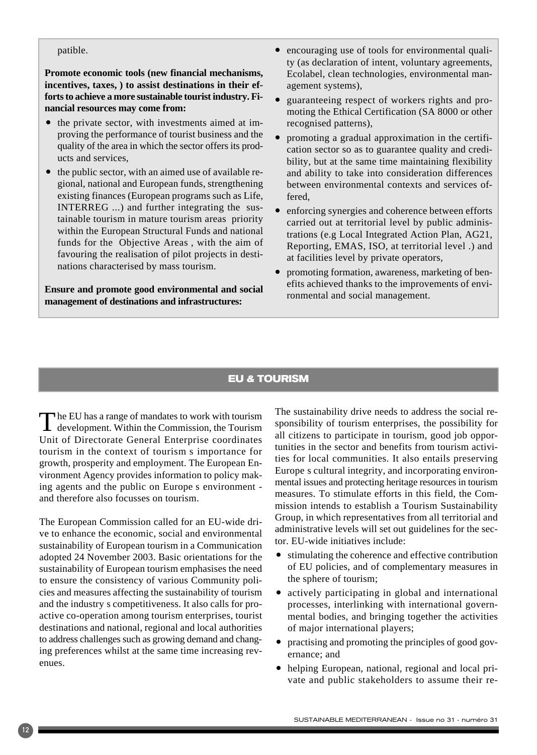patible.

**Promote economic tools (new financial mechanisms, incentives, taxes, ) to assist destinations in their efforts to achieve a more sustainable tourist industry. Financial resources may come from:**

- the private sector, with investments aimed at improving the performance of tourist business and the quality of the area in which the sector offers its products and services,
- the public sector, with an aimed use of available regional, national and European funds, strengthening existing finances (European programs such as Life, INTERREG ...) and further integrating the sustainable tourism in mature tourism areas priority within the European Structural Funds and national funds for the Objective Areas , with the aim of favouring the realisation of pilot projects in destinations characterised by mass tourism.

**Ensure and promote good environmental and social management of destinations and infrastructures:**

- encouraging use of tools for environmental quality (as declaration of intent, voluntary agreements, Ecolabel, clean technologies, environmental management systems),
- guaranteeing respect of workers rights and promoting the Ethical Certification (SA 8000 or other recognised patterns),
- promoting a gradual approximation in the certification sector so as to guarantee quality and credibility, but at the same time maintaining flexibility and ability to take into consideration differences between environmental contexts and services offered,
- enforcing synergies and coherence between efforts carried out at territorial level by public administrations (e.g Local Integrated Action Plan, AG21, Reporting, EMAS, ISO, at territorial level .) and at facilities level by private operators,
- promoting formation, awareness, marketing of benefits achieved thanks to the improvements of environmental and social management.

## EU & TOURISM

The EU has a range of mandates to work with tourism development. Within the Commission, the Tourism Unit of Directorate General Enterprise coordinates tourism in the context of tourism s importance for growth, prosperity and employment. The European Environment Agency provides information to policy making agents and the public on Europe s environment - and therefore also focusses on tourism.

The European Commission called for an EU-wide drive to enhance the economic, social and environmental sustainability of European tourism in a Communication adopted 24 November 2003. Basic orientations for the sustainability of European tourism emphasises the need to ensure the consistency of various Community policies and measures affecting the sustainability of tourism and the industry s competitiveness. It also calls for proactive co-operation among tourism enterprises, tourist destinations and national, regional and local authorities to address challenges such as growing demand and changing preferences whilst at the same time increasing revenues.

The sustainability drive needs to address the social responsibility of tourism enterprises, the possibility for all citizens to participate in tourism, good job opportunities in the sector and benefits from tourism activities for local communities. It also entails preserving Europe s cultural integrity, and incorporating environmental issues and protecting heritage resources in tourism measures. To stimulate efforts in this field, the Commission intends to establish a Tourism Sustainability Group, in which representatives from all territorial and administrative levels will set out guidelines for the sector. EU-wide initiatives include:

- stimulating the coherence and effective contribution of EU policies, and of complementary measures in the sphere of tourism;
- actively participating in global and international processes, interlinking with international governmental bodies, and bringing together the activities of major international players;
- practising and promoting the principles of good governance; and
- helping European, national, regional and local private and public stakeholders to assume their re-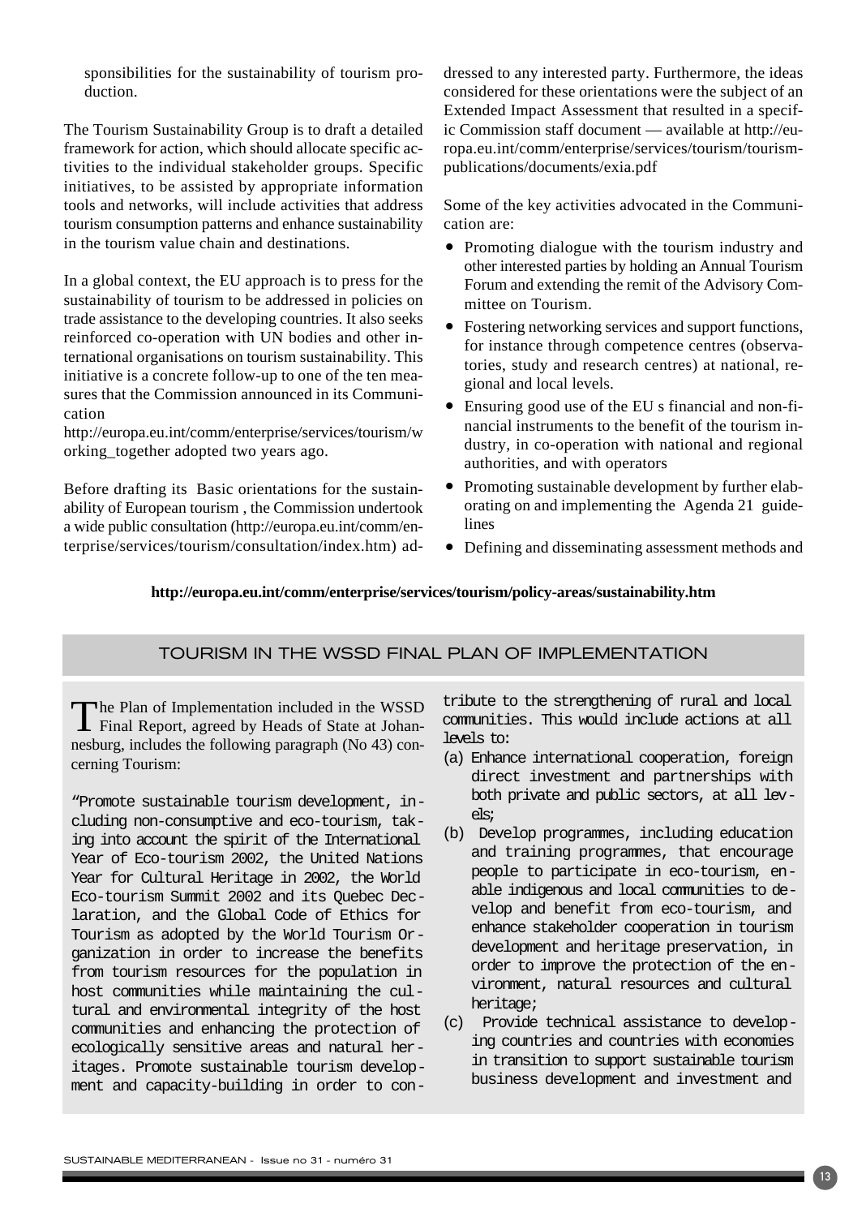sponsibilities for the sustainability of tourism production.

The Tourism Sustainability Group is to draft a detailed framework for action, which should allocate specific activities to the individual stakeholder groups. Specific initiatives, to be assisted by appropriate information tools and networks, will include activities that address tourism consumption patterns and enhance sustainability in the tourism value chain and destinations.

In a global context, the EU approach is to press for the sustainability of tourism to be addressed in policies on trade assistance to the developing countries. It also seeks reinforced co-operation with UN bodies and other international organisations on tourism sustainability. This initiative is a concrete follow-up to one of the ten measures that the Commission announced in its Communication
http://europa.eu.int/comm/enterprise/services/tourism/working_together adopted two years ago.

Before drafting its Basic orientations for the sustainability of European tourism , the Commission undertook a wide public consultation (http://europa.eu.int/comm/enterprise/services/tourism/consultation/index.htm) addressed to any interested party. Furthermore, the ideas considered for these orientations were the subject of an Extended Impact Assessment that resulted in a specific Commission staff document — available at http://europa.eu.int/comm/enterprise/services/tourism/tourism-publications/documents/exia.pdf

Some of the key activities advocated in the Communication are:

- Promoting dialogue with the tourism industry and other interested parties by holding an Annual Tourism Forum and extending the remit of the Advisory Committee on Tourism.
- Fostering networking services and support functions, for instance through competence centres (observatories, study and research centres) at national, regional and local levels.
- Ensuring good use of the EU s financial and non-financial instruments to the benefit of the tourism industry, in co-operation with national and regional authorities, and with operators
- Promoting sustainable development by further elaborating on and implementing the Agenda 21 guidelines
- Defining and disseminating assessment methods and

**http://europa.eu.int/comm/enterprise/services/tourism/policy-areas/sustainability.htm**

## TOURISM IN THE WSSD FINAL PLAN OF IMPLEMENTATION

The Plan of Implementation included in the WSSD Final Report, agreed by Heads of State at Johannesburg, includes the following paragraph (No 43) concerning Tourism:

"Promote sustainable tourism development, including non-consumptive and eco-tourism, taking into account the spirit of the International Year of Eco-tourism 2002, the United Nations Year for Cultural Heritage in 2002, the World Eco-tourism Summit 2002 and its Quebec Declaration, and the Global Code of Ethics for Tourism as adopted by the World Tourism Organization in order to increase the benefits from tourism resources for the population in host communities while maintaining the cultural and environmental integrity of the host communities and enhancing the protection of ecologically sensitive areas and natural heritages. Promote sustainable tourism development and capacity-building in order to contribute to the strengthening of rural and local communities. This would include actions at all levels to:

(a) Enhance international cooperation, foreign direct investment and partnerships with both private and public sectors, at all levels;

(b) Develop programmes, including education and training programmes, that encourage people to participate in eco-tourism, enable indigenous and local communities to develop and benefit from eco-tourism, and enhance stakeholder cooperation in tourism development and heritage preservation, in order to improve the protection of the environment, natural resources and cultural heritage;

(c) Provide technical assistance to developing countries and countries with economies in transition to support sustainable tourism business development and investment and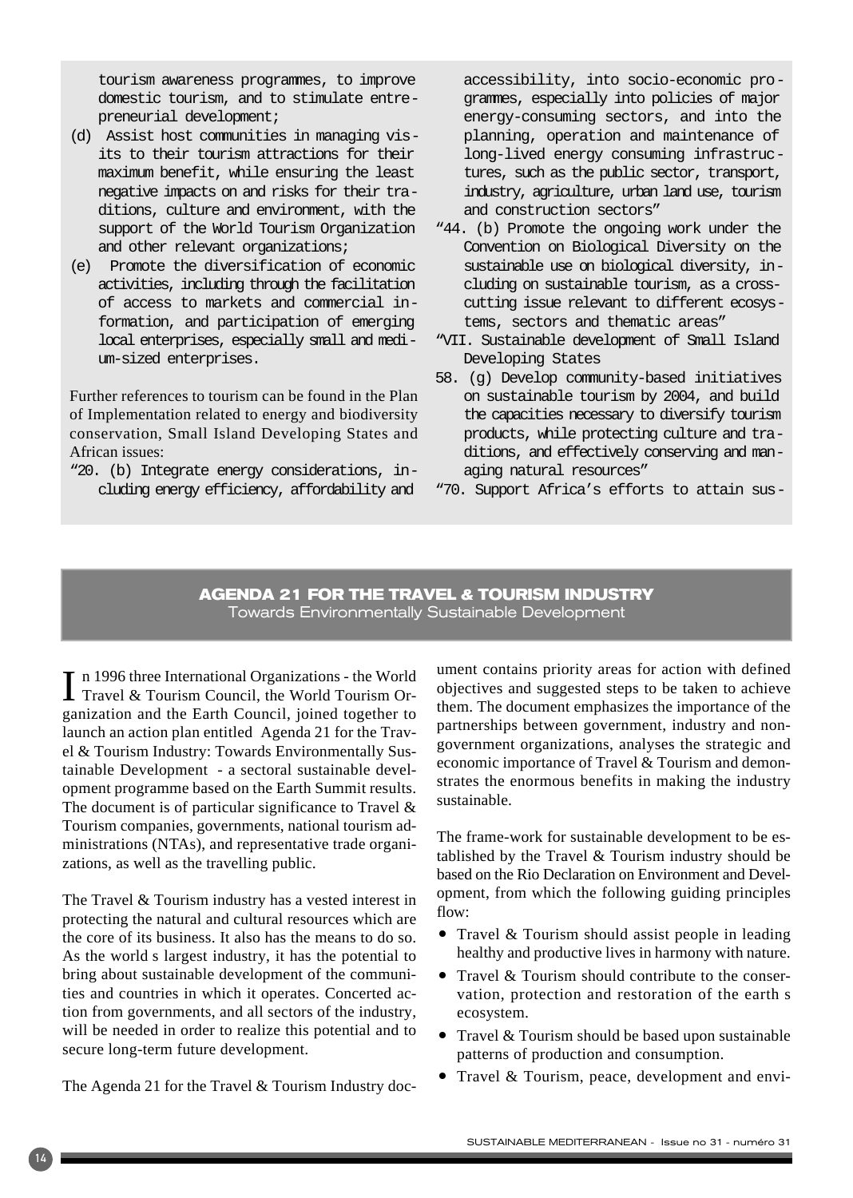tourism awareness programmes, to improve domestic tourism, and to stimulate entrepreneurial development;

(d) Assist host communities in managing visits to their tourism attractions for their maximum benefit, while ensuring the least negative impacts on and risks for their traditions, culture and environment, with the support of the World Tourism Organization and other relevant organizations;

(e) Promote the diversification of economic activities, including through the facilitation of access to markets and commercial information, and participation of emerging local enterprises, especially small and medium-sized enterprises.

Further references to tourism can be found in the Plan of Implementation related to energy and biodiversity conservation, Small Island Developing States and African issues:

"20. (b) Integrate energy considerations, including energy efficiency, affordability and accessibility, into socio-economic programmes, especially into policies of major energy-consuming sectors, and into the planning, operation and maintenance of long-lived energy consuming infrastructures, such as the public sector, transport, industry, agriculture, urban land use, tourism and construction sectors"

"44. (b) Promote the ongoing work under the Convention on Biological Diversity on the sustainable use on biological diversity, including on sustainable tourism, as a cross-cutting issue relevant to different ecosystems, sectors and thematic areas"

"VII. Sustainable development of Small Island Developing States

58. (g) Develop community-based initiatives on sustainable tourism by 2004, and build the capacities necessary to diversify tourism products, while protecting culture and traditions, and effectively conserving and managing natural resources"

"70. Support Africa's efforts to attain sus-

## AGENDA 21 FOR THE TRAVEL & TOURISM INDUSTRY

### Towards Environmentally Sustainable Development

In 1996 three International Organizations - the World Travel & Tourism Council, the World Tourism Organization and the Earth Council, joined together to launch an action plan entitled Agenda 21 for the Travel & Tourism Industry: Towards Environmentally Sustainable Development - a sectoral sustainable development programme based on the Earth Summit results. The document is of particular significance to Travel & Tourism companies, governments, national tourism administrations (NTAs), and representative trade organizations, as well as the travelling public.

The Travel & Tourism industry has a vested interest in protecting the natural and cultural resources which are the core of its business. It also has the means to do so. As the world s largest industry, it has the potential to bring about sustainable development of the communities and countries in which it operates. Concerted action from governments, and all sectors of the industry, will be needed in order to realize this potential and to secure long-term future development.

The Agenda 21 for the Travel & Tourism Industry document contains priority areas for action with defined objectives and suggested steps to be taken to achieve them. The document emphasizes the importance of the partnerships between government, industry and non-government organizations, analyses the strategic and economic importance of Travel & Tourism and demonstrates the enormous benefits in making the industry sustainable.

The frame-work for sustainable development to be established by the Travel & Tourism industry should be based on the Rio Declaration on Environment and Development, from which the following guiding principles flow:

- Travel & Tourism should assist people in leading healthy and productive lives in harmony with nature.
- Travel & Tourism should contribute to the conservation, protection and restoration of the earth s ecosystem.
- Travel & Tourism should be based upon sustainable patterns of production and consumption.
- Travel & Tourism, peace, development and envi-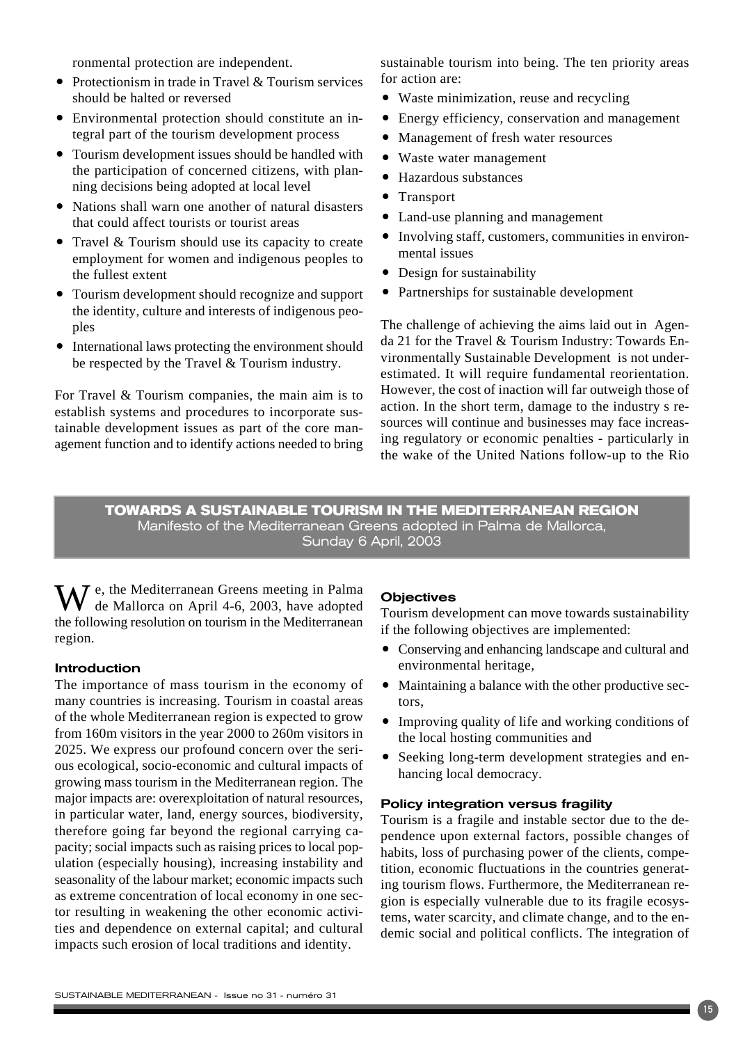ronmental protection are independent.

- Protectionism in trade in Travel & Tourism services should be halted or reversed
- Environmental protection should constitute an integral part of the tourism development process
- Tourism development issues should be handled with the participation of concerned citizens, with planning decisions being adopted at local level
- Nations shall warn one another of natural disasters that could affect tourists or tourist areas
- Travel & Tourism should use its capacity to create employment for women and indigenous peoples to the fullest extent
- Tourism development should recognize and support the identity, culture and interests of indigenous peoples
- International laws protecting the environment should be respected by the Travel & Tourism industry.

For Travel & Tourism companies, the main aim is to establish systems and procedures to incorporate sustainable development issues as part of the core management function and to identify actions needed to bring sustainable tourism into being. The ten priority areas for action are:

- Waste minimization, reuse and recycling
- Energy efficiency, conservation and management
- Management of fresh water resources
- Waste water management
- Hazardous substances
- Transport
- Land-use planning and management
- Involving staff, customers, communities in environmental issues
- Design for sustainability
- Partnerships for sustainable development

The challenge of achieving the aims laid out in Agenda 21 for the Travel & Tourism Industry: Towards Environmentally Sustainable Development is not underestimated. It will require fundamental reorientation. However, the cost of inaction will far outweigh those of action. In the short term, damage to the industry s resources will continue and businesses may face increasing regulatory or economic penalties - particularly in the wake of the United Nations follow-up to the Rio

## TOWARDS A SUSTAINABLE TOURISM IN THE MEDITERRANEAN REGION

Manifesto of the Mediterranean Greens adopted in Palma de Mallorca, Sunday 6 April, 2003

We, the Mediterranean Greens meeting in Palma de Mallorca on April 4-6, 2003, have adopted the following resolution on tourism in the Mediterranean region.

### Introduction

The importance of mass tourism in the economy of many countries is increasing. Tourism in coastal areas of the whole Mediterranean region is expected to grow from 160m visitors in the year 2000 to 260m visitors in 2025. We express our profound concern over the serious ecological, socio-economic and cultural impacts of growing mass tourism in the Mediterranean region. The major impacts are: overexploitation of natural resources, in particular water, land, energy sources, biodiversity, therefore going far beyond the regional carrying capacity; social impacts such as raising prices to local population (especially housing), increasing instability and seasonality of the labour market; economic impacts such as extreme concentration of local economy in one sector resulting in weakening the other economic activities and dependence on external capital; and cultural impacts such erosion of local traditions and identity.

### Objectives

Tourism development can move towards sustainability if the following objectives are implemented:

- Conserving and enhancing landscape and cultural and environmental heritage,
- Maintaining a balance with the other productive sectors,
- Improving quality of life and working conditions of the local hosting communities and
- Seeking long-term development strategies and enhancing local democracy.

### Policy integration versus fragility

Tourism is a fragile and instable sector due to the dependence upon external factors, possible changes of habits, loss of purchasing power of the clients, competition, economic fluctuations in the countries generating tourism flows. Furthermore, the Mediterranean region is especially vulnerable due to its fragile ecosystems, water scarcity, and climate change, and to the endemic social and political conflicts. The integration of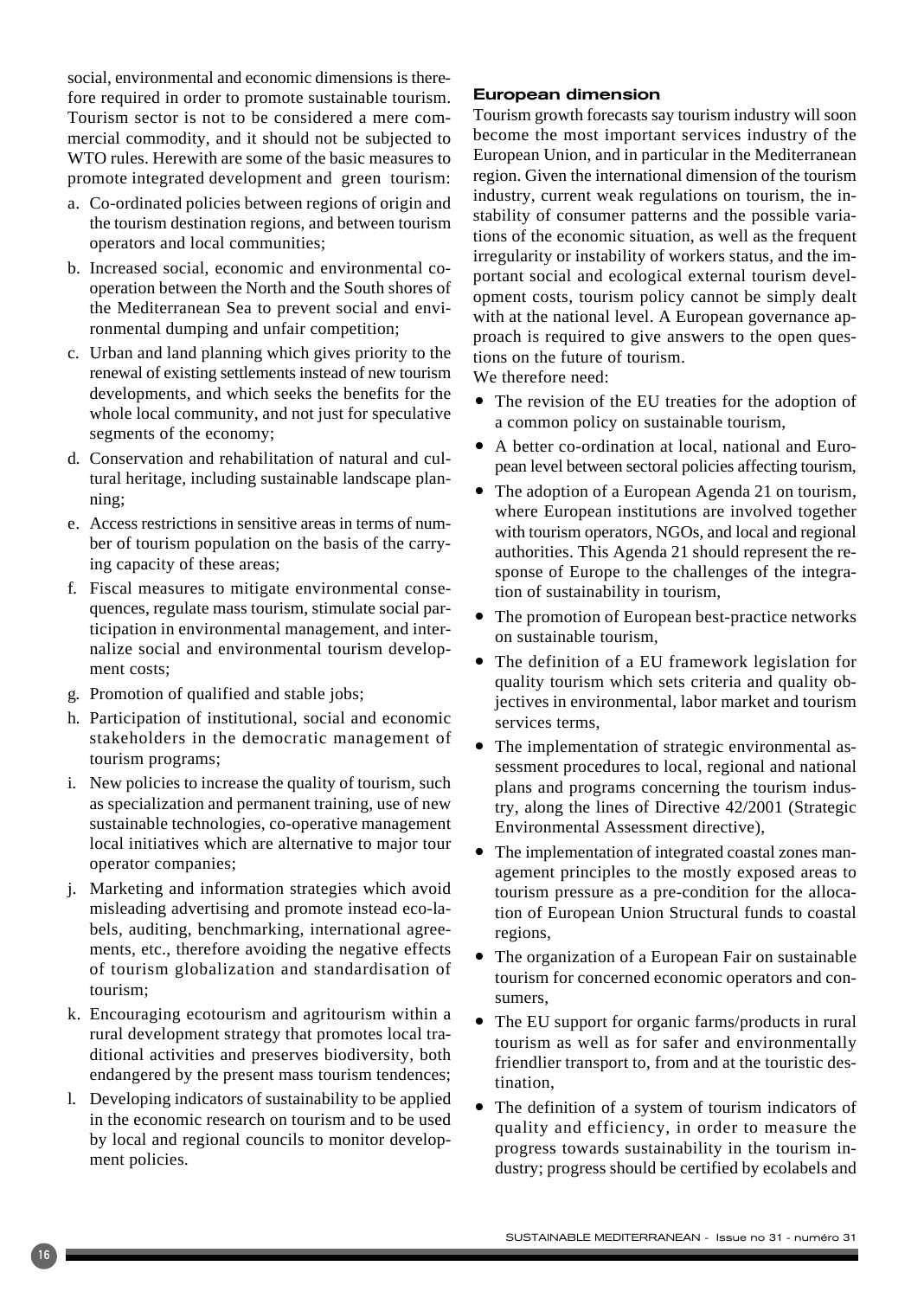social, environmental and economic dimensions is therefore required in order to promote sustainable tourism. Tourism sector is not to be considered a mere commercial commodity, and it should not be subjected to WTO rules. Herewith are some of the basic measures to promote integrated development and green tourism:

a. Co-ordinated policies between regions of origin and the tourism destination regions, and between tourism operators and local communities;
b. Increased social, economic and environmental co-operation between the North and the South shores of the Mediterranean Sea to prevent social and environmental dumping and unfair competition;
c. Urban and land planning which gives priority to the renewal of existing settlements instead of new tourism developments, and which seeks the benefits for the whole local community, and not just for speculative segments of the economy;
d. Conservation and rehabilitation of natural and cultural heritage, including sustainable landscape planning;
e. Access restrictions in sensitive areas in terms of number of tourism population on the basis of the carrying capacity of these areas;
f. Fiscal measures to mitigate environmental consequences, regulate mass tourism, stimulate social participation in environmental management, and internalize social and environmental tourism development costs;
g. Promotion of qualified and stable jobs;
h. Participation of institutional, social and economic stakeholders in the democratic management of tourism programs;
i. New policies to increase the quality of tourism, such as specialization and permanent training, use of new sustainable technologies, co-operative management local initiatives which are alternative to major tour operator companies;
j. Marketing and information strategies which avoid misleading advertising and promote instead eco-labels, auditing, benchmarking, international agreements, etc., therefore avoiding the negative effects of tourism globalization and standardisation of tourism;
k. Encouraging ecotourism and agritourism within a rural development strategy that promotes local traditional activities and preserves biodiversity, both endangered by the present mass tourism tendences;
l. Developing indicators of sustainability to be applied in the economic research on tourism and to be used by local and regional councils to monitor development policies.

### European dimension

Tourism growth forecasts say tourism industry will soon become the most important services industry of the European Union, and in particular in the Mediterranean region. Given the international dimension of the tourism industry, current weak regulations on tourism, the instability of consumer patterns and the possible variations of the economic situation, as well as the frequent irregularity or instability of workers status, and the important social and ecological external tourism development costs, tourism policy cannot be simply dealt with at the national level. A European governance approach is required to give answers to the open questions on the future of tourism.

We therefore need:

- The revision of the EU treaties for the adoption of a common policy on sustainable tourism,
- A better co-ordination at local, national and European level between sectoral policies affecting tourism,
- The adoption of a European Agenda 21 on tourism, where European institutions are involved together with tourism operators, NGOs, and local and regional authorities. This Agenda 21 should represent the response of Europe to the challenges of the integration of sustainability in tourism,
- The promotion of European best-practice networks on sustainable tourism,
- The definition of a EU framework legislation for quality tourism which sets criteria and quality objectives in environmental, labor market and tourism services terms,
- The implementation of strategic environmental assessment procedures to local, regional and national plans and programs concerning the tourism industry, along the lines of Directive 42/2001 (Strategic Environmental Assessment directive),
- The implementation of integrated coastal zones management principles to the mostly exposed areas to tourism pressure as a pre-condition for the allocation of European Union Structural funds to coastal regions,
- The organization of a European Fair on sustainable tourism for concerned economic operators and consumers,
- The EU support for organic farms/products in rural tourism as well as for safer and environmentally friendlier transport to, from and at the touristic destination,
- The definition of a system of tourism indicators of quality and efficiency, in order to measure the progress towards sustainability in the tourism industry; progress should be certified by ecolabels and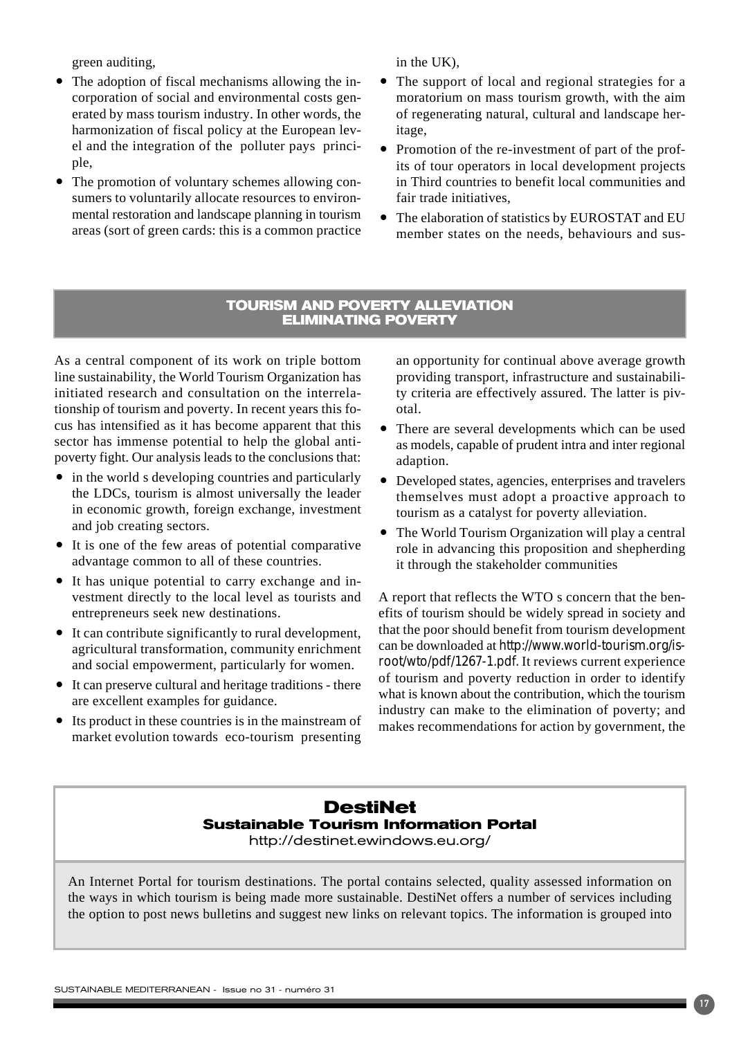green auditing,

- The adoption of fiscal mechanisms allowing the incorporation of social and environmental costs generated by mass tourism industry. In other words, the harmonization of fiscal policy at the European level and the integration of the polluter pays principle,
- The promotion of voluntary schemes allowing consumers to voluntarily allocate resources to environmental restoration and landscape planning in tourism areas (sort of green cards: this is a common practice in the UK),
- The support of local and regional strategies for a moratorium on mass tourism growth, with the aim of regenerating natural, cultural and landscape heritage,
- Promotion of the re-investment of part of the profits of tour operators in local development projects in Third countries to benefit local communities and fair trade initiatives,
- The elaboration of statistics by EUROSTAT and EU member states on the needs, behaviours and sus-

## TOURISM AND POVERTY ALLEVIATION ELIMINATING POVERTY

As a central component of its work on triple bottom line sustainability, the World Tourism Organization has initiated research and consultation on the interrelationship of tourism and poverty. In recent years this focus has intensified as it has become apparent that this sector has immense potential to help the global anti-poverty fight. Our analysis leads to the conclusions that:

- in the world s developing countries and particularly the LDCs, tourism is almost universally the leader in economic growth, foreign exchange, investment and job creating sectors.
- It is one of the few areas of potential comparative advantage common to all of these countries.
- It has unique potential to carry exchange and investment directly to the local level as tourists and entrepreneurs seek new destinations.
- It can contribute significantly to rural development, agricultural transformation, community enrichment and social empowerment, particularly for women.
- It can preserve cultural and heritage traditions - there are excellent examples for guidance.
- Its product in these countries is in the mainstream of market evolution towards eco-tourism presenting an opportunity for continual above average growth providing transport, infrastructure and sustainability criteria are effectively assured. The latter is pivotal.
- There are several developments which can be used as models, capable of prudent intra and inter regional adaption.
- Developed states, agencies, enterprises and travelers themselves must adopt a proactive approach to tourism as a catalyst for poverty alleviation.
- The World Tourism Organization will play a central role in advancing this proposition and shepherding it through the stakeholder communities

A report that reflects the WTO s concern that the benefits of tourism should be widely spread in society and that the poor should benefit from tourism development can be downloaded at http://www.world-tourism.org/isroot/wto/pdf/1267-1.pdf. It reviews current experience of tourism and poverty reduction in order to identify what is known about the contribution, which the tourism industry can make to the elimination of poverty; and makes recommendations for action by government, the

## DestiNet
### Sustainable Tourism Information Portal
http://destinet.ewindows.eu.org/

An Internet Portal for tourism destinations. The portal contains selected, quality assessed information on the ways in which tourism is being made more sustainable. DestiNet offers a number of services including the option to post news bulletins and suggest new links on relevant topics. The information is grouped into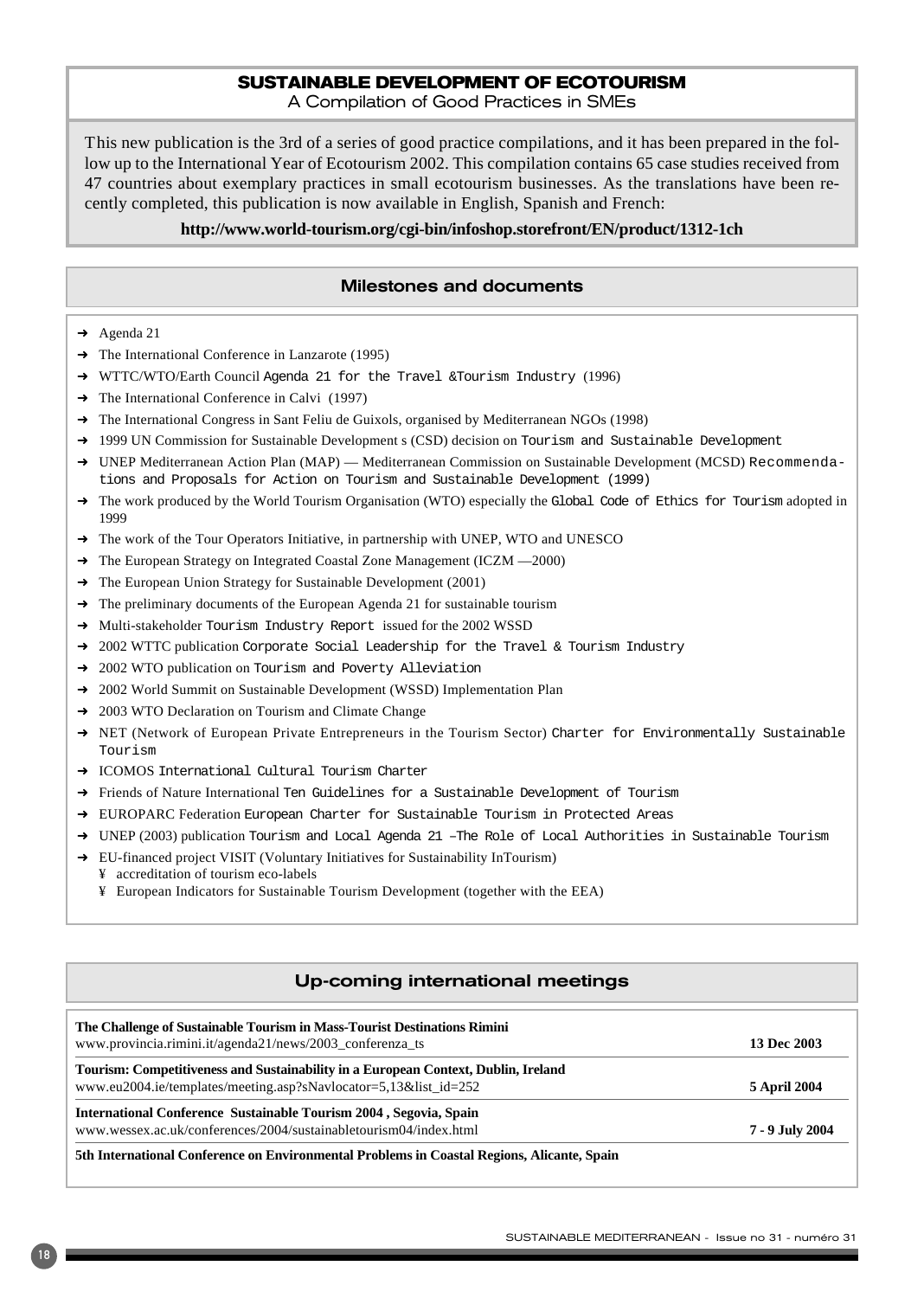## SUSTAINABLE DEVELOPMENT OF ECOTOURISM

A Compilation of Good Practices in SMEs

This new publication is the 3rd of a series of good practice compilations, and it has been prepared in the follow up to the International Year of Ecotourism 2002. This compilation contains 65 case studies received from 47 countries about exemplary practices in small ecotourism businesses. As the translations have been recently completed, this publication is now available in English, Spanish and French:

**http://www.world-tourism.org/cgi-bin/infoshop.storefront/EN/product/1312-1ch**

## Milestones and documents

- Agenda 21
- The International Conference in Lanzarote (1995)
- WTTC/WTO/Earth Council Agenda 21 for the Travel &Tourism Industry (1996)
- The International Conference in Calvi (1997)
- The International Congress in Sant Feliu de Guixols, organised by Mediterranean NGOs (1998)
- 1999 UN Commission for Sustainable Development s (CSD) decision on Tourism and Sustainable Development
- UNEP Mediterranean Action Plan (MAP) — Mediterranean Commission on Sustainable Development (MCSD) Recommendations and Proposals for Action on Tourism and Sustainable Development (1999)
- The work produced by the World Tourism Organisation (WTO) especially the Global Code of Ethics for Tourism adopted in 1999
- The work of the Tour Operators Initiative, in partnership with UNEP, WTO and UNESCO
- The European Strategy on Integrated Coastal Zone Management (ICZM —2000)
- The European Union Strategy for Sustainable Development (2001)
- The preliminary documents of the European Agenda 21 for sustainable tourism
- Multi-stakeholder Tourism Industry Report issued for the 2002 WSSD
- 2002 WTTC publication Corporate Social Leadership for the Travel & Tourism Industry
- 2002 WTO publication on Tourism and Poverty Alleviation
- 2002 World Summit on Sustainable Development (WSSD) Implementation Plan
- 2003 WTO Declaration on Tourism and Climate Change
- NET (Network of European Private Entrepreneurs in the Tourism Sector) Charter for Environmentally Sustainable Tourism
- ICOMOS International Cultural Tourism Charter
- Friends of Nature International Ten Guidelines for a Sustainable Development of Tourism
- EUROPARC Federation European Charter for Sustainable Tourism in Protected Areas
- UNEP (2003) publication Tourism and Local Agenda 21 –The Role of Local Authorities in Sustainable Tourism
- EU-financed project VISIT (Voluntary Initiatives for Sustainability InTourism)
  - accreditation of tourism eco-labels
  - European Indicators for Sustainable Tourism Development (together with the EEA)

## Up-coming international meetings

| Meeting | Date |
|---|---|
| **The Challenge of Sustainable Tourism in Mass-Tourist Destinations Rimini**<br>www.provincia.rimini.it/agenda21/news/2003_conferenza_ts | **13 Dec 2003** |
| **Tourism: Competitiveness and Sustainability in a European Context, Dublin, Ireland**<br>www.eu2004.ie/templates/meeting.asp?sNavlocator=5,13&list_id=252 | **5 April 2004** |
| **International Conference Sustainable Tourism 2004 , Segovia, Spain**<br>www.wessex.ac.uk/conferences/2004/sustainabletourism04/index.html | **7 - 9 July 2004** |
| **5th International Conference on Environmental Problems in Coastal Regions, Alicante, Spain** | |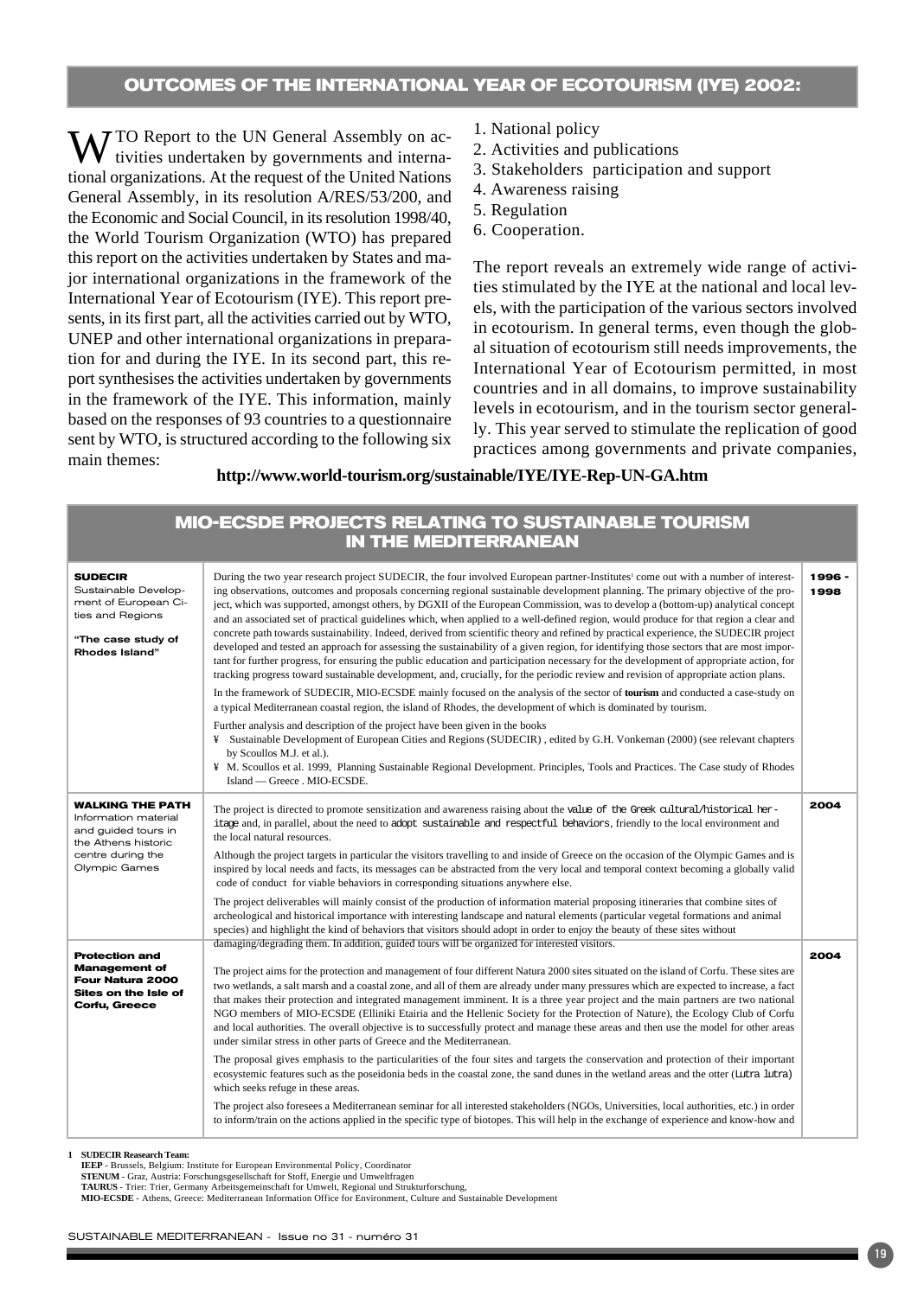## OUTCOMES OF THE INTERNATIONAL YEAR OF ECOTOURISM (IYE) 2002:

WTO Report to the UN General Assembly on activities undertaken by governments and international organizations. At the request of the United Nations General Assembly, in its resolution A/RES/53/200, and the Economic and Social Council, in its resolution 1998/40, the World Tourism Organization (WTO) has prepared this report on the activities undertaken by States and major international organizations in the framework of the International Year of Ecotourism (IYE). This report presents, in its first part, all the activities carried out by WTO, UNEP and other international organizations in preparation for and during the IYE. In its second part, this report synthesises the activities undertaken by governments in the framework of the IYE. This information, mainly based on the responses of 93 countries to a questionnaire sent by WTO, is structured according to the following six main themes:

1. National policy
2. Activities and publications
3. Stakeholders participation and support
4. Awareness raising
5. Regulation
6. Cooperation.

The report reveals an extremely wide range of activities stimulated by the IYE at the national and local levels, with the participation of the various sectors involved in ecotourism. In general terms, even though the global situation of ecotourism still needs improvements, the International Year of Ecotourism permitted, in most countries and in all domains, to improve sustainability levels in ecotourism, and in the tourism sector generally. This year served to stimulate the replication of good practices among governments and private companies,

**http://www.world-tourism.org/sustainable/IYE/IYE-Rep-UN-GA.htm**

## MIO-ECSDE PROJECTS RELATING TO SUSTAINABLE TOURISM IN THE MEDITERRANEAN

| Project | Description | Period |
|---|---|---|
| **SUDECIR** Sustainable Development of European Cities and Regions<br><br>**"The case study of Rhodes Island"** | During the two year research project SUDECIR, the four involved European partner-Institutes[1] come out with a number of interesting observations, outcomes and proposals concerning regional sustainable development planning. The primary objective of the project, which was supported, amongst others, by DGXII of the European Commission, was to develop a (bottom-up) analytical concept and an associated set of practical guidelines which, when applied to a well-defined region, would produce for that region a clear and concrete path towards sustainability. Indeed, derived from scientific theory and refined by practical experience, the SUDECIR project developed and tested an approach for assessing the sustainability of a given region, for identifying those sectors that are most important for further progress, for ensuring the public education and participation necessary for the development of appropriate action, for tracking progress toward sustainable development, and, crucially, for the periodic review and revision of appropriate action plans.<br><br>In the framework of SUDECIR, MIO-ECSDE mainly focused on the analysis of the sector of **tourism** and conducted a case-study on a typical Mediterranean coastal region, the island of Rhodes, the development of which is dominated by tourism.<br><br>Further analysis and description of the project have been given in the books<br>¥ Sustainable Development of European Cities and Regions (SUDECIR) , edited by G.H. Vonkeman (2000) (see relevant chapters by Scoullos M.J. et al.).<br>¥ M. Scoullos et al. 1999, Planning Sustainable Regional Development. Principles, Tools and Practices. The Case study of Rhodes Island — Greece . MIO-ECSDE. | 1996 - 1998 |
| **WALKING THE PATH** Information material and guided tours in the Athens historic centre during the Olympic Games | The project is directed to promote sensitization and awareness raising about the value of the Greek cultural/historical heritage and, in parallel, about the need to adopt sustainable and respectful behaviors, friendly to the local environment and the local natural resources.<br><br>Although the project targets in particular the visitors travelling to and inside of Greece on the occasion of the Olympic Games and is inspired by local needs and facts, its messages can be abstracted from the very local and temporal context becoming a globally valid code of conduct for viable behaviors in corresponding situations anywhere else.<br><br>The project deliverables will mainly consist of the production of information material proposing itineraries that combine sites of archeological and historical importance with interesting landscape and natural elements (particular vegetal formations and animal species) and highlight the kind of behaviors that visitors should adopt in order to enjoy the beauty of these sites without damaging/degrading them. In addition, guided tours will be organized for interested visitors. | 2004 |
| **Protection and Management of Four Natura 2000 Sites on the Isle of Corfu, Greece** | The project aims for the protection and management of four different Natura 2000 sites situated on the island of Corfu. These sites are two wetlands, a salt marsh and a coastal zone, and all of them are already under many pressures which are expected to increase, a fact that makes their protection and integrated management imminent. It is a three year project and the main partners are two national NGO members of MIO-ECSDE (Elliniki Etairia and the Hellenic Society for the Protection of Nature), the Ecology Club of Corfu and local authorities. The overall objective is to successfully protect and manage these areas and then use the model for other areas under similar stress in other parts of Greece and the Mediterranean.<br><br>The proposal gives emphasis to the particularities of the four sites and targets the conservation and protection of their important ecosystemic features such as the poseidonia beds in the coastal zone, the sand dunes in the wetland areas and the otter (*Lutra lutra*) which seeks refuge in these areas.<br><br>The project also foresees a Mediterranean seminar for all interested stakeholders (NGOs, Universities, local authorities, etc.) in order to inform/train on the actions applied in the specific type of biotopes. This will help in the exchange of experience and know-how and | 2004 |

[1] **SUDECIR Reasearch Team:**
**IEEP** - Brussels, Belgium: Institute for European Environmental Policy, Coordinator
**STENUM** - Graz, Austria: Forschungsgesellschaft für Stoff, Energie und Umweltfragen
**TAURUS** - Trier: Trier, Germany Arbeitsgemeinschaft für Umwelt, Regional und Strukturforschung,
**MIO-ECSDE** - Athens, Greece: Mediterranean Information Office for Environment, Culture and Sustainable Development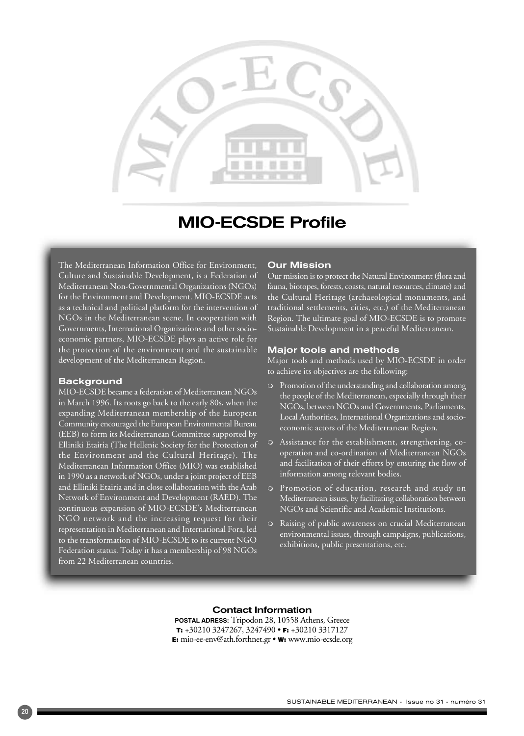# MIO-ECSDE Profile

The Mediterranean Information Office for Environment, Culture and Sustainable Development, is a Federation of Mediterranean Non-Governmental Organizations (NGOs) for the Environment and Development. MIO-ECSDE acts as a technical and political platform for the intervention of NGOs in the Mediterranean scene. In cooperation with Governments, International Organizations and other socio-economic partners, MIO-ECSDE plays an active role for the protection of the environment and the sustainable development of the Mediterranean Region.

### Background

MIO-ECSDE became a federation of Mediterranean NGOs in March 1996. Its roots go back to the early 80s, when the expanding Mediterranean membership of the European Community encouraged the European Environmental Bureau (EEB) to form its Mediterranean Committee supported by Elliniki Etairia (The Hellenic Society for the Protection of the Environment and the Cultural Heritage). The Mediterranean Information Office (MIO) was established in 1990 as a network of NGOs, under a joint project of EEB and Elliniki Etairia and in close collaboration with the Arab Network of Environment and Development (RAED). The continuous expansion of MIO-ECSDE's Mediterranean NGO network and the increasing request for their representation in Mediterranean and International Fora, led to the transformation of MIO-ECSDE to its current NGO Federation status. Today it has a membership of 98 NGOs from 22 Mediterranean countries.

### Our Mission

Our mission is to protect the Natural Environment (flora and fauna, biotopes, forests, coasts, natural resources, climate) and the Cultural Heritage (archaeological monuments, and traditional settlements, cities, etc.) of the Mediterranean Region. The ultimate goal of MIO-ECSDE is to promote Sustainable Development in a peaceful Mediterranean.

### Major tools and methods

Major tools and methods used by MIO-ECSDE in order to achieve its objectives are the following:

- Promotion of the understanding and collaboration among the people of the Mediterranean, especially through their NGOs, between NGOs and Governments, Parliaments, Local Authorities, International Organizations and socio-economic actors of the Mediterranean Region.
- Assistance for the establishment, strengthening, co-operation and co-ordination of Mediterranean NGOs and facilitation of their efforts by ensuring the flow of information among relevant bodies.
- Promotion of education, research and study on Mediterranean issues, by facilitating collaboration between NGOs and Scientific and Academic Institutions.
- Raising of public awareness on crucial Mediterranean environmental issues, through campaigns, publications, exhibitions, public presentations, etc.

### Contact Information

**POSTAL ADRESS:** Tripodon 28, 10558 Athens, Greece
**T:** +30210 3247267, 3247490 • **F:** +30210 3317127
**E:** mio-ee-env@ath.forthnet.gr • **W:** www.mio-ecsde.org